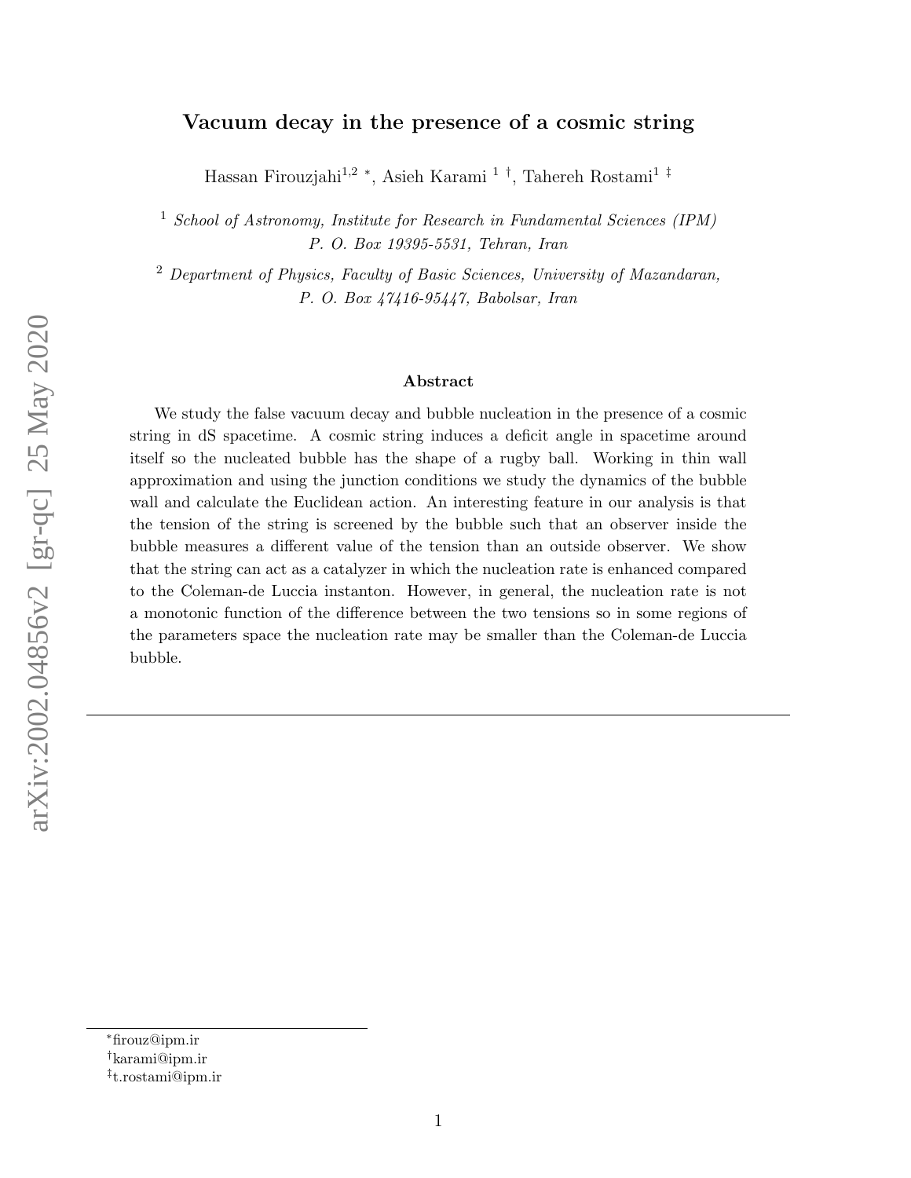# Vacuum decay in the presence of a cosmic string

Hassan Firouzjahi[1,2 *], Asieh Karami [1 †], Tahereh Rostami[1 ‡]

[1] *School of Astronomy, Institute for Research in Fundamental Sciences (IPM) P. O. Box 19395-5531, Tehran, Iran*

[2] *Department of Physics, Faculty of Basic Sciences, University of Mazandaran, P. O. Box 47416-95447, Babolsar, Iran*

## Abstract

We study the false vacuum decay and bubble nucleation in the presence of a cosmic string in dS spacetime. A cosmic string induces a deficit angle in spacetime around itself so the nucleated bubble has the shape of a rugby ball. Working in thin wall approximation and using the junction conditions we study the dynamics of the bubble wall and calculate the Euclidean action. An interesting feature in our analysis is that the tension of the string is screened by the bubble such that an observer inside the bubble measures a different value of the tension than an outside observer. We show that the string can act as a catalyzer in which the nucleation rate is enhanced compared to the Coleman-de Luccia instanton. However, in general, the nucleation rate is not a monotonic function of the difference between the two tensions so in some regions of the parameters space the nucleation rate may be smaller than the Coleman-de Luccia bubble.

---

*firouz@ipm.ir

†karami@ipm.ir

‡t.rostami@ipm.ir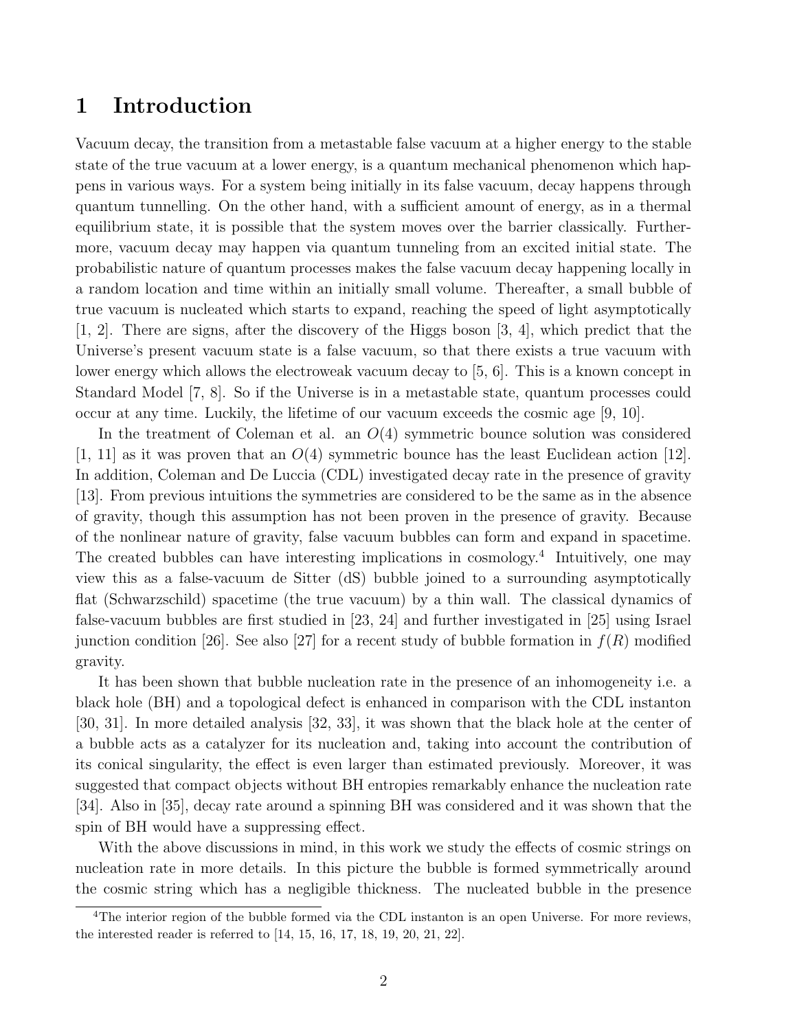# 1 Introduction

Vacuum decay, the transition from a metastable false vacuum at a higher energy to the stable state of the true vacuum at a lower energy, is a quantum mechanical phenomenon which happens in various ways. For a system being initially in its false vacuum, decay happens through quantum tunnelling. On the other hand, with a sufficient amount of energy, as in a thermal equilibrium state, it is possible that the system moves over the barrier classically. Furthermore, vacuum decay may happen via quantum tunneling from an excited initial state. The probabilistic nature of quantum processes makes the false vacuum decay happening locally in a random location and time within an initially small volume. Thereafter, a small bubble of true vacuum is nucleated which starts to expand, reaching the speed of light asymptotically [1, 2]. There are signs, after the discovery of the Higgs boson [3, 4], which predict that the Universe's present vacuum state is a false vacuum, so that there exists a true vacuum with lower energy which allows the electroweak vacuum decay to [5, 6]. This is a known concept in Standard Model [7, 8]. So if the Universe is in a metastable state, quantum processes could occur at any time. Luckily, the lifetime of our vacuum exceeds the cosmic age [9, 10].

In the treatment of Coleman et al. an $O(4)$ symmetric bounce solution was considered [1, 11] as it was proven that an $O(4)$ symmetric bounce has the least Euclidean action [12]. In addition, Coleman and De Luccia (CDL) investigated decay rate in the presence of gravity [13]. From previous intuitions the symmetries are considered to be the same as in the absence of gravity, though this assumption has not been proven in the presence of gravity. Because of the nonlinear nature of gravity, false vacuum bubbles can form and expand in spacetime. The created bubbles can have interesting implications in cosmology.[4] Intuitively, one may view this as a false-vacuum de Sitter (dS) bubble joined to a surrounding asymptotically flat (Schwarzschild) spacetime (the true vacuum) by a thin wall. The classical dynamics of false-vacuum bubbles are first studied in [23, 24] and further investigated in [25] using Israel junction condition [26]. See also [27] for a recent study of bubble formation in $f(R)$ modified gravity.

It has been shown that bubble nucleation rate in the presence of an inhomogeneity i.e. a black hole (BH) and a topological defect is enhanced in comparison with the CDL instanton [30, 31]. In more detailed analysis [32, 33], it was shown that the black hole at the center of a bubble acts as a catalyzer for its nucleation and, taking into account the contribution of its conical singularity, the effect is even larger than estimated previously. Moreover, it was suggested that compact objects without BH entropies remarkably enhance the nucleation rate [34]. Also in [35], decay rate around a spinning BH was considered and it was shown that the spin of BH would have a suppressing effect.

With the above discussions in mind, in this work we study the effects of cosmic strings on nucleation rate in more details. In this picture the bubble is formed symmetrically around the cosmic string which has a negligible thickness. The nucleated bubble in the presence

[4] The interior region of the bubble formed via the CDL instanton is an open Universe. For more reviews, the interested reader is referred to [14, 15, 16, 17, 18, 19, 20, 21, 22].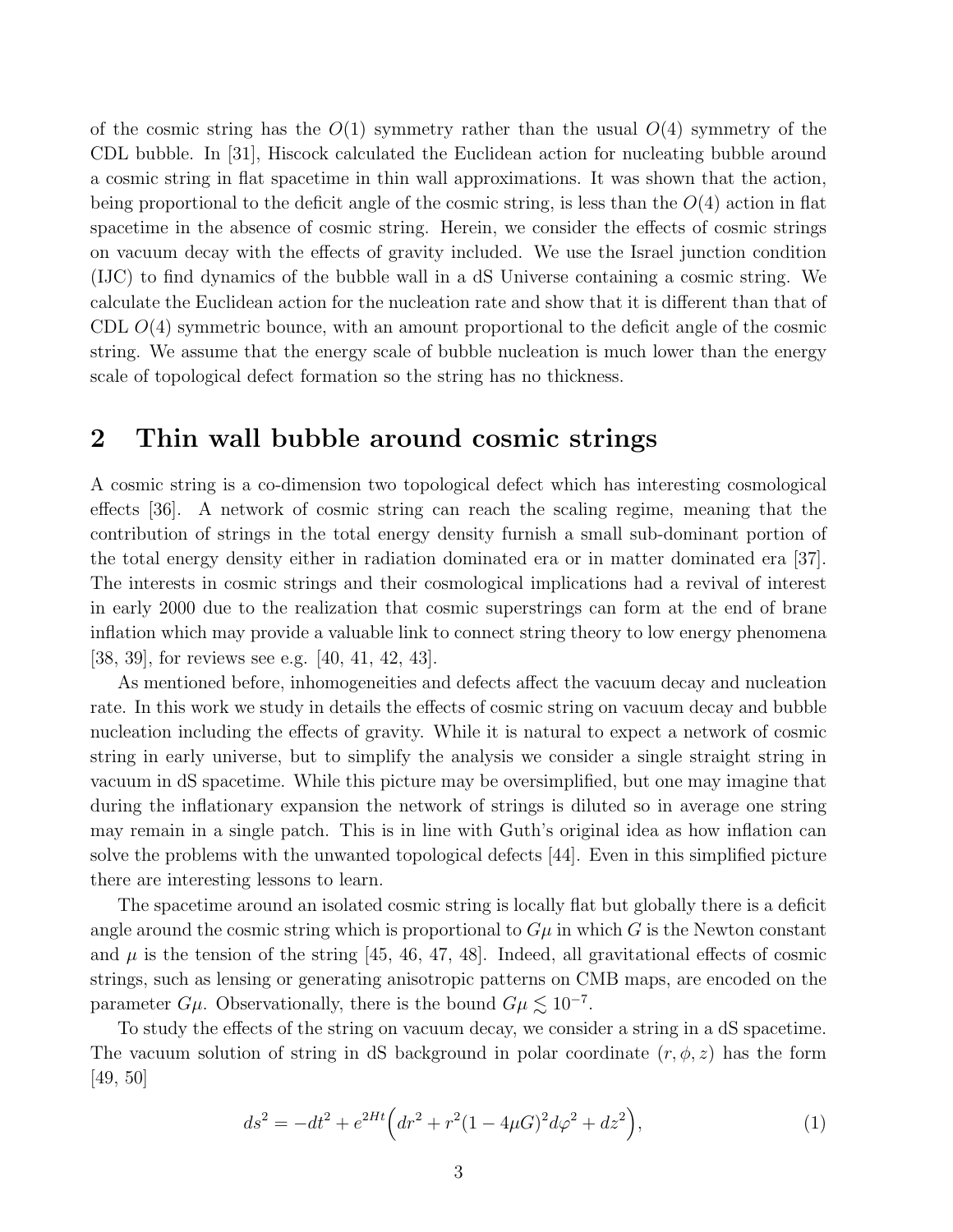of the cosmic string has the $O(1)$ symmetry rather than the usual $O(4)$ symmetry of the CDL bubble. In [31], Hiscock calculated the Euclidean action for nucleating bubble around a cosmic string in flat spacetime in thin wall approximations. It was shown that the action, being proportional to the deficit angle of the cosmic string, is less than the $O(4)$ action in flat spacetime in the absence of cosmic string. Herein, we consider the effects of cosmic strings on vacuum decay with the effects of gravity included. We use the Israel junction condition (IJC) to find dynamics of the bubble wall in a dS Universe containing a cosmic string. We calculate the Euclidean action for the nucleation rate and show that it is different than that of CDL $O(4)$ symmetric bounce, with an amount proportional to the deficit angle of the cosmic string. We assume that the energy scale of bubble nucleation is much lower than the energy scale of topological defect formation so the string has no thickness.

## 2 Thin wall bubble around cosmic strings

A cosmic string is a co-dimension two topological defect which has interesting cosmological effects [36]. A network of cosmic string can reach the scaling regime, meaning that the contribution of strings in the total energy density furnish a small sub-dominant portion of the total energy density either in radiation dominated era or in matter dominated era [37]. The interests in cosmic strings and their cosmological implications had a revival of interest in early 2000 due to the realization that cosmic superstrings can form at the end of brane inflation which may provide a valuable link to connect string theory to low energy phenomena [38, 39], for reviews see e.g. [40, 41, 42, 43].

As mentioned before, inhomogeneities and defects affect the vacuum decay and nucleation rate. In this work we study in details the effects of cosmic string on vacuum decay and bubble nucleation including the effects of gravity. While it is natural to expect a network of cosmic string in early universe, but to simplify the analysis we consider a single straight string in vacuum in dS spacetime. While this picture may be oversimplified, but one may imagine that during the inflationary expansion the network of strings is diluted so in average one string may remain in a single patch. This is in line with Guth's original idea as how inflation can solve the problems with the unwanted topological defects [44]. Even in this simplified picture there are interesting lessons to learn.

The spacetime around an isolated cosmic string is locally flat but globally there is a deficit angle around the cosmic string which is proportional to $G\mu$ in which $G$ is the Newton constant and $\mu$ is the tension of the string [45, 46, 47, 48]. Indeed, all gravitational effects of cosmic strings, such as lensing or generating anisotropic patterns on CMB maps, are encoded on the parameter $G\mu$. Observationally, there is the bound $G\mu \lesssim 10^{-7}$.

To study the effects of the string on vacuum decay, we consider a string in a dS spacetime. The vacuum solution of string in dS background in polar coordinate $(r, \phi, z)$ has the form [49, 50]

$$
ds^2 = -dt^2 + e^{2Ht}\Big(dr^2 + r^2(1 - 4\mu G)^2 d\varphi^2 + dz^2\Big), \tag{1}
$$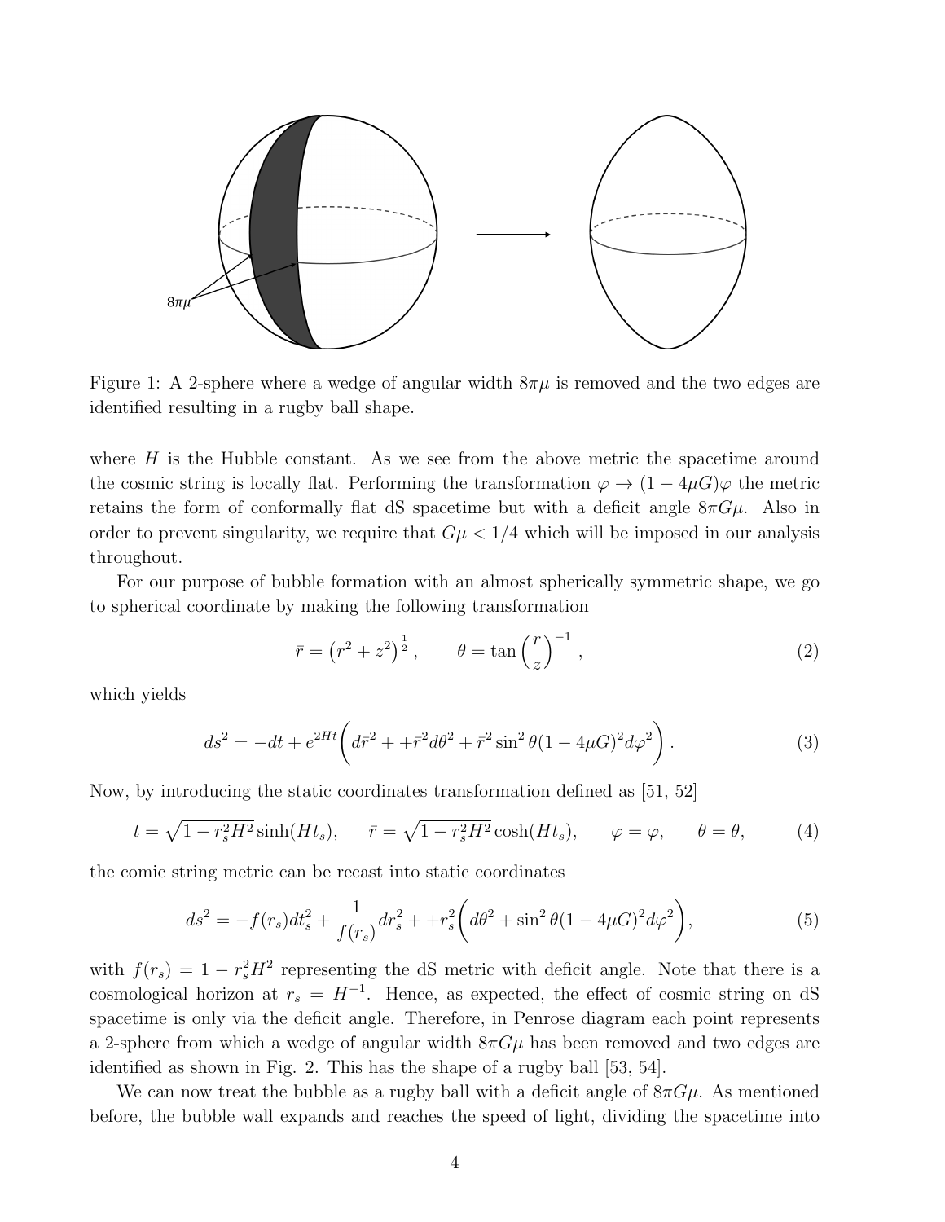Figure 1: A 2-sphere where a wedge of angular width $8\pi\mu$ is removed and the two edges are identified resulting in a rugby ball shape.

where $H$ is the Hubble constant. As we see from the above metric the spacetime around the cosmic string is locally flat. Performing the transformation $\varphi \to (1 - 4\mu G)\varphi$ the metric retains the form of conformally flat dS spacetime but with a deficit angle $8\pi G\mu$. Also in order to prevent singularity, we require that $G\mu < 1/4$ which will be imposed in our analysis throughout.

For our purpose of bubble formation with an almost spherically symmetric shape, we go to spherical coordinate by making the following transformation

$$\bar{r} = \left(r^2 + z^2\right)^{\frac{1}{2}}, \qquad \theta = \tan\left(\frac{r}{z}\right)^{-1}, \tag{2}$$

which yields

$$ds^2 = -dt + e^{2Ht}\Bigg(d\bar{r}^2 + +\bar{r}^2 d\theta^2 + \bar{r}^2 \sin^2\theta (1 - 4\mu G)^2 d\varphi^2\Bigg). \tag{3}$$

Now, by introducing the static coordinates transformation defined as [51, 52]

$$t = \sqrt{1 - r_s^2 H^2}\sinh(Ht_s), \qquad \bar{r} = \sqrt{1 - r_s^2 H^2}\cosh(Ht_s), \qquad \varphi = \varphi, \qquad \theta = \theta, \tag{4}$$

the comic string metric can be recast into static coordinates

$$ds^2 = -f(r_s)dt_s^2 + \frac{1}{f(r_s)}dr_s^2 + +r_s^2\Bigg(d\theta^2 + \sin^2\theta(1 - 4\mu G)^2 d\varphi^2\Bigg), \tag{5}$$

with $f(r_s) = 1 - r_s^2 H^2$ representing the dS metric with deficit angle. Note that there is a cosmological horizon at $r_s = H^{-1}$. Hence, as expected, the effect of cosmic string on dS spacetime is only via the deficit angle. Therefore, in Penrose diagram each point represents a 2-sphere from which a wedge of angular width $8\pi G\mu$ has been removed and two edges are identified as shown in Fig. 2. This has the shape of a rugby ball [53, 54].

We can now treat the bubble as a rugby ball with a deficit angle of $8\pi G\mu$. As mentioned before, the bubble wall expands and reaches the speed of light, dividing the spacetime into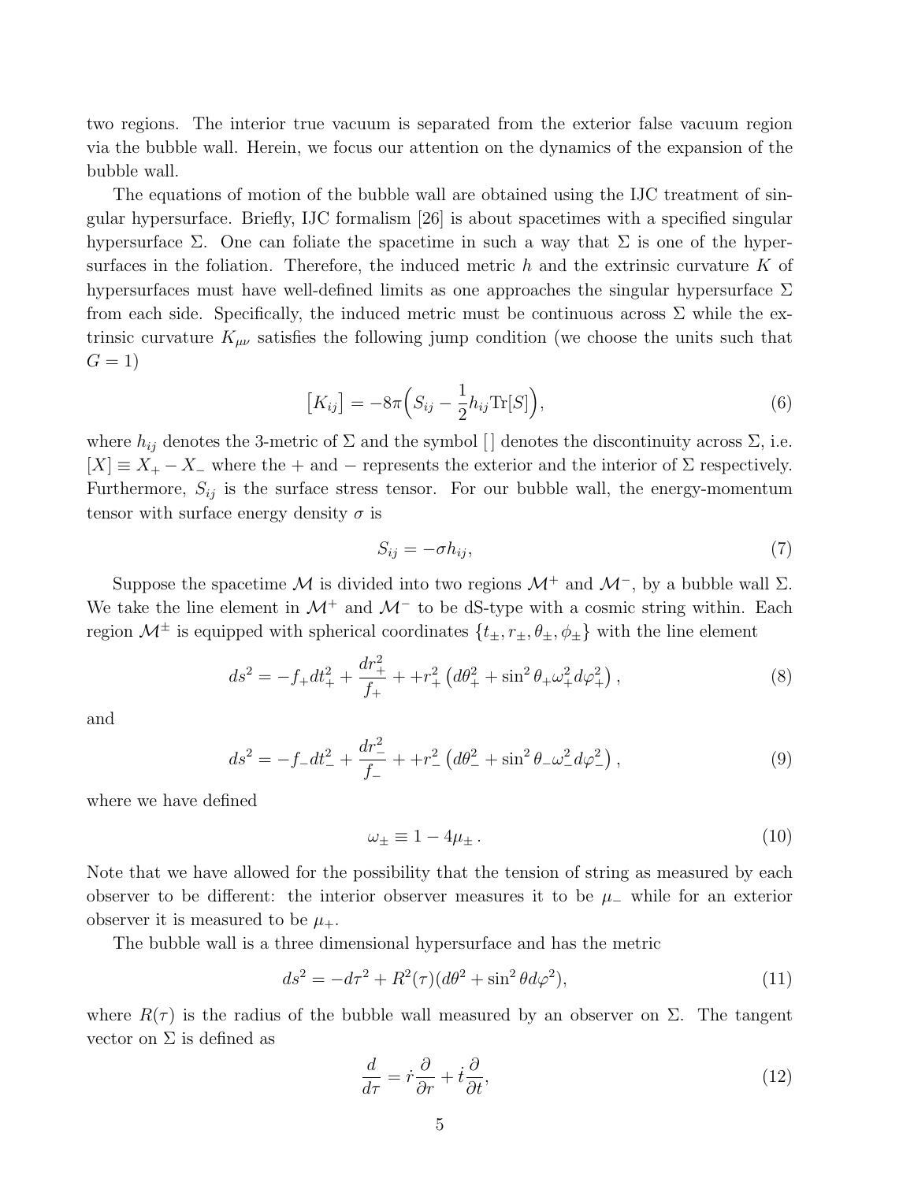two regions. The interior true vacuum is separated from the exterior false vacuum region via the bubble wall. Herein, we focus our attention on the dynamics of the expansion of the bubble wall.

The equations of motion of the bubble wall are obtained using the IJC treatment of singular hypersurface. Briefly, IJC formalism [26] is about spacetimes with a specified singular hypersurface $\Sigma$. One can foliate the spacetime in such a way that $\Sigma$ is one of the hypersurfaces in the foliation. Therefore, the induced metric $h$ and the extrinsic curvature $K$ of hypersurfaces must have well-defined limits as one approaches the singular hypersurface $\Sigma$ from each side. Specifically, the induced metric must be continuous across $\Sigma$ while the extrinsic curvature $K_{\mu\nu}$ satisfies the following jump condition (we choose the units such that $G = 1$)

$$\big[K_{ij}\big] = -8\pi\Big(S_{ij} - \frac{1}{2}h_{ij}\mathrm{Tr}[S]\Big), \tag{6}$$

where $h_{ij}$ denotes the 3-metric of $\Sigma$ and the symbol $[\,]$ denotes the discontinuity across $\Sigma$, i.e. $[X] \equiv X_+ - X_-$ where the $+$ and $-$ represents the exterior and the interior of $\Sigma$ respectively. Furthermore, $S_{ij}$ is the surface stress tensor. For our bubble wall, the energy-momentum tensor with surface energy density $\sigma$ is

$$S_{ij} = -\sigma h_{ij}, \tag{7}$$

Suppose the spacetime $\mathcal{M}$ is divided into two regions $\mathcal{M}^+$ and $\mathcal{M}^-$, by a bubble wall $\Sigma$. We take the line element in $\mathcal{M}^+$ and $\mathcal{M}^-$ to be dS-type with a cosmic string within. Each region $\mathcal{M}^\pm$ is equipped with spherical coordinates $\{t_\pm, r_\pm, \theta_\pm, \phi_\pm\}$ with the line element

$$ds^2 = -f_+ dt_+^2 + \frac{dr_+^2}{f_+} + +r_+^2\left(d\theta_+^2 + \sin^2\theta_+ \omega_+^2 d\varphi_+^2\right), \tag{8}$$

and

$$ds^2 = -f_- dt_-^2 + \frac{dr_-^2}{f_-} + +r_-^2\left(d\theta_-^2 + \sin^2\theta_- \omega_-^2 d\varphi_-^2\right), \tag{9}$$

where we have defined

$$\omega_\pm \equiv 1 - 4\mu_\pm\,. \tag{10}$$

Note that we have allowed for the possibility that the tension of string as measured by each observer to be different: the interior observer measures it to be $\mu_-$ while for an exterior observer it is measured to be $\mu_+$.

The bubble wall is a three dimensional hypersurface and has the metric

$$ds^2 = -d\tau^2 + R^2(\tau)(d\theta^2 + \sin^2\theta d\varphi^2), \tag{11}$$

where $R(\tau)$ is the radius of the bubble wall measured by an observer on $\Sigma$. The tangent vector on $\Sigma$ is defined as

$$\frac{d}{d\tau} = \dot{r}\frac{\partial}{\partial r} + \dot{t}\frac{\partial}{\partial t}, \tag{12}$$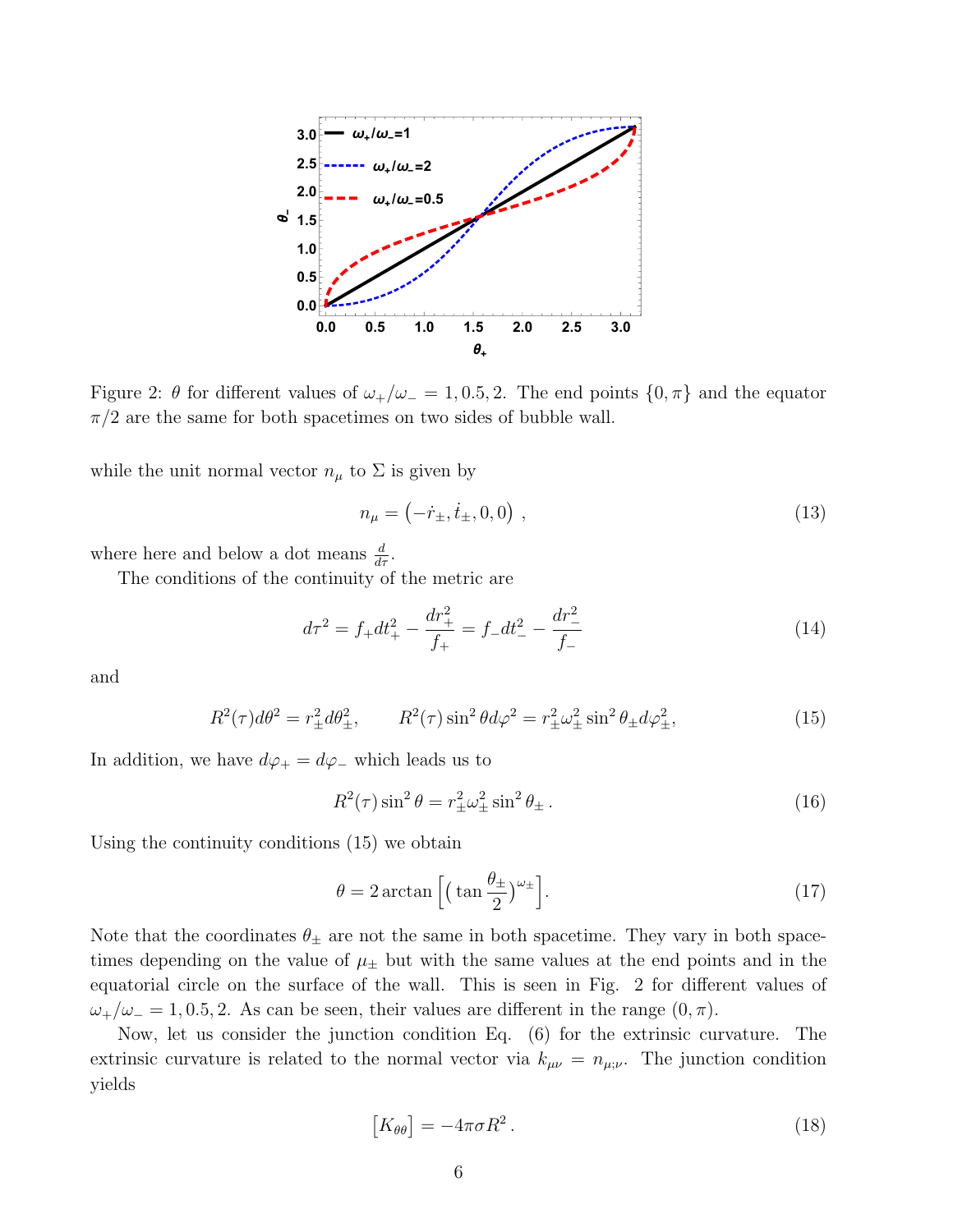Figure 2: $\theta$ for different values of $\omega_+/\omega_- = 1, 0.5, 2$. The end points $\{0, \pi\}$ and the equator $\pi/2$ are the same for both spacetimes on two sides of bubble wall.

while the unit normal vector $n_\mu$ to $\Sigma$ is given by

$$n_\mu = \left(-\dot{r}_\pm, \dot{t}_\pm, 0, 0\right) \,, \tag{13}$$

where here and below a dot means $\frac{d}{d\tau}$.

The conditions of the continuity of the metric are

$$d\tau^2 = f_+ dt_+^2 - \frac{dr_+^2}{f_+} = f_- dt_-^2 - \frac{dr_-^2}{f_-} \tag{14}$$

and

$$R^2(\tau) d\theta^2 = r_\pm^2 d\theta_\pm^2, \qquad R^2(\tau) \sin^2\theta d\varphi^2 = r_\pm^2 \omega_\pm^2 \sin^2\theta_\pm d\varphi_\pm^2, \tag{15}$$

In addition, we have $d\varphi_+ = d\varphi_-$ which leads us to

$$R^2(\tau) \sin^2\theta = r_\pm^2 \omega_\pm^2 \sin^2\theta_\pm \,. \tag{16}$$

Using the continuity conditions (15) we obtain

$$\theta = 2 \arctan\left[\left(\tan\frac{\theta_\pm}{2}\right)^{\omega_\pm}\right]. \tag{17}$$

Note that the coordinates $\theta_\pm$ are not the same in both spacetime. They vary in both spacetimes depending on the value of $\mu_\pm$ but with the same values at the end points and in the equatorial circle on the surface of the wall. This is seen in Fig. 2 for different values of $\omega_+/\omega_- = 1, 0.5, 2$. As can be seen, their values are different in the range $(0, \pi)$.

Now, let us consider the junction condition Eq. (6) for the extrinsic curvature. The extrinsic curvature is related to the normal vector via $k_{\mu\nu} = n_{\mu;\nu}$. The junction condition yields

$$\left[K_{\theta\theta}\right] = -4\pi\sigma R^2 \,. \tag{18}$$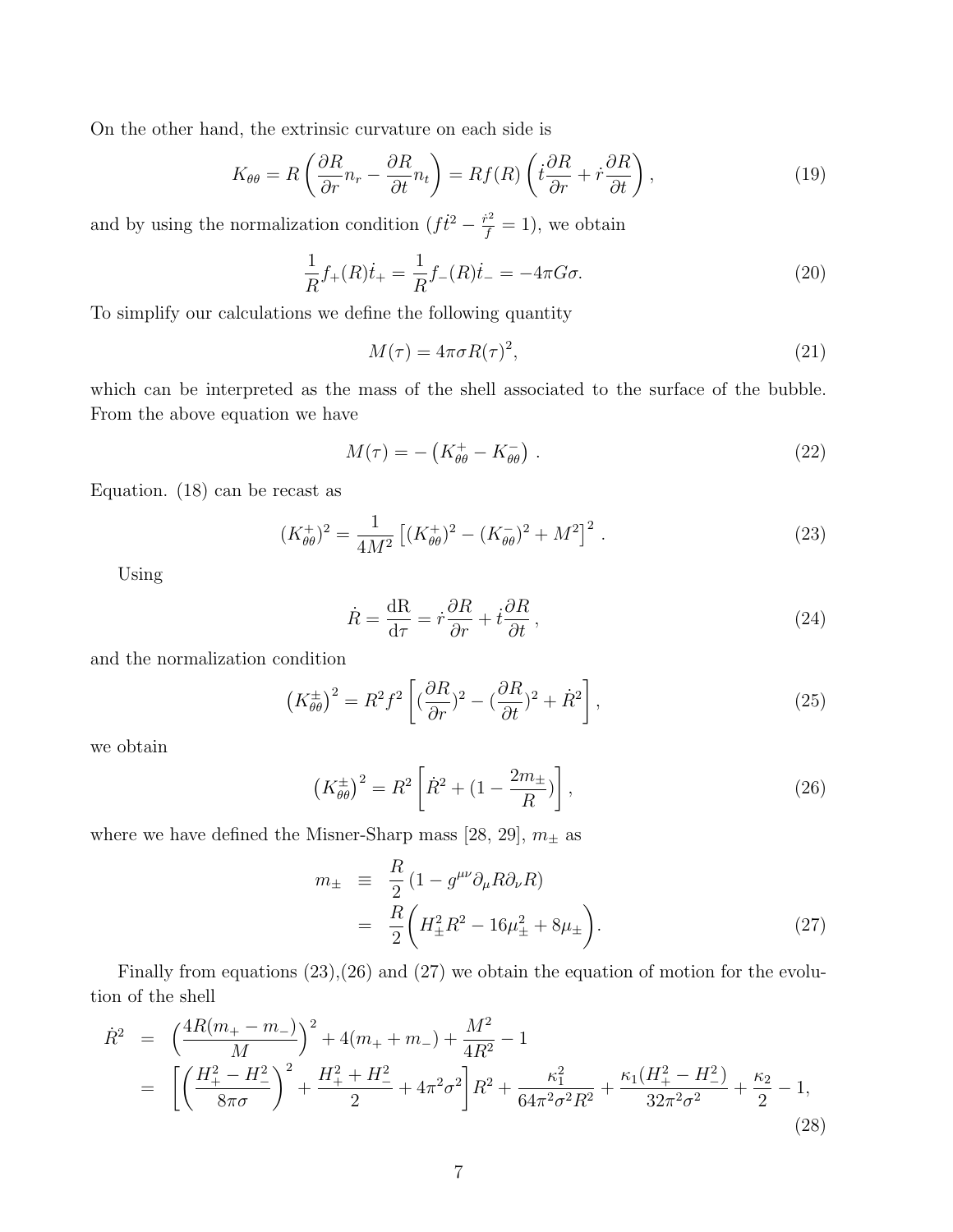On the other hand, the extrinsic curvature on each side is

$$K_{\theta\theta} = R\left(\frac{\partial R}{\partial r}n_r - \frac{\partial R}{\partial t}n_t\right) = Rf(R)\left(\dot{t}\frac{\partial R}{\partial r} + \dot{r}\frac{\partial R}{\partial t}\right), \tag{19}$$

and by using the normalization condition ($f\dot{t}^2 - \frac{\dot{r}^2}{f} = 1$), we obtain

$$\frac{1}{R}f_+(R)\dot{t}_+ = \frac{1}{R}f_-(R)\dot{t}_- = -4\pi G\sigma. \tag{20}$$

To simplify our calculations we define the following quantity

$$M(\tau) = 4\pi\sigma R(\tau)^2, \tag{21}$$

which can be interpreted as the mass of the shell associated to the surface of the bubble. From the above equation we have

$$M(\tau) = -\left(K^+_{\theta\theta} - K^-_{\theta\theta}\right). \tag{22}$$

Equation. (18) can be recast as

$$(K^+_{\theta\theta})^2 = \frac{1}{4M^2}\left[(K^+_{\theta\theta})^2 - (K^-_{\theta\theta})^2 + M^2\right]^2. \tag{23}$$

Using

$$\dot{R} = \frac{\mathrm{dR}}{\mathrm{d}\tau} = \dot{r}\frac{\partial R}{\partial r} + \dot{t}\frac{\partial R}{\partial t}, \tag{24}$$

and the normalization condition

$$\left(K^\pm_{\theta\theta}\right)^2 = R^2 f^2\left[(\frac{\partial R}{\partial r})^2 - (\frac{\partial R}{\partial t})^2 + \dot{R}^2\right], \tag{25}$$

we obtain

$$\left(K^\pm_{\theta\theta}\right)^2 = R^2\left[\dot{R}^2 + (1 - \frac{2m_\pm}{R})\right], \tag{26}$$

where we have defined the Misner-Sharp mass [28, 29], $m_\pm$ as

$$\begin{aligned} m_\pm &\equiv \frac{R}{2}\left(1 - g^{\mu\nu}\partial_\mu R \partial_\nu R\right) \\ &= \frac{R}{2}\bigg(H^2_\pm R^2 - 16\mu^2_\pm + 8\mu_\pm\bigg). \end{aligned} \tag{27}$$

Finally from equations (23),(26) and (27) we obtain the equation of motion for the evolution of the shell

$$\begin{aligned} \dot{R}^2 &= \left(\frac{4R(m_+ - m_-)}{M}\right)^2 + 4(m_+ + m_-) + \frac{M^2}{4R^2} - 1 \\ &= \left[\left(\frac{H^2_+ - H^2_-}{8\pi\sigma}\right)^2 + \frac{H^2_+ + H^2_-}{2} + 4\pi^2\sigma^2\right]R^2 + \frac{\kappa_1^2}{64\pi^2\sigma^2 R^2} + \frac{\kappa_1(H^2_+ - H^2_-)}{32\pi^2\sigma^2} + \frac{\kappa_2}{2} - 1, \end{aligned} \tag{28}$$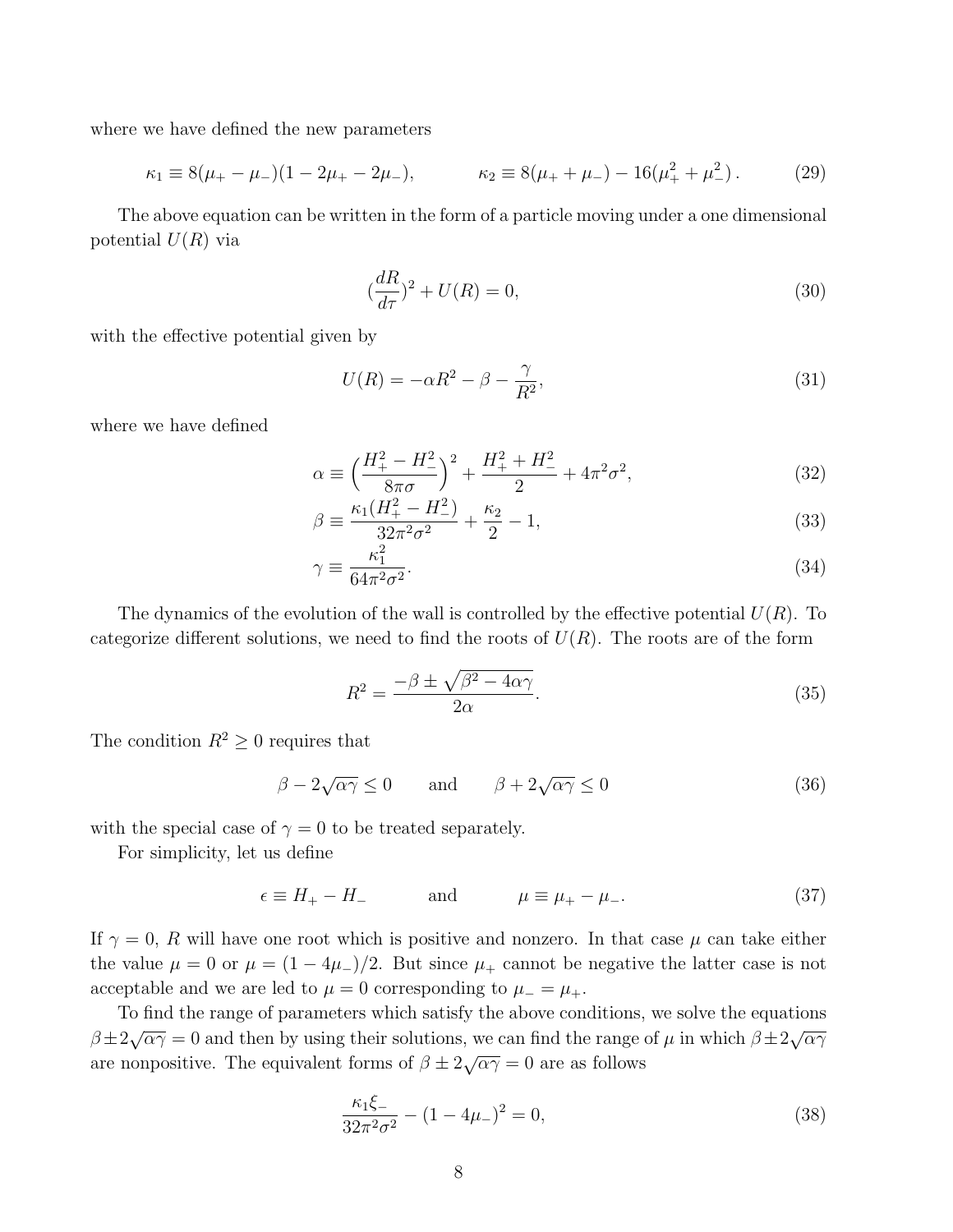where we have defined the new parameters

$$\kappa_1 \equiv 8(\mu_+ - \mu_-)(1 - 2\mu_+ - 2\mu_-), \qquad \kappa_2 \equiv 8(\mu_+ + \mu_-) - 16(\mu_+^2 + \mu_-^2)\,. \tag{29}$$

The above equation can be written in the form of a particle moving under a one dimensional potential $U(R)$ via

$$(\frac{dR}{d\tau})^2 + U(R) = 0, \tag{30}$$

with the effective potential given by

$$U(R) = -\alpha R^2 - \beta - \frac{\gamma}{R^2}, \tag{31}$$

where we have defined

$$\alpha \equiv \Big(\frac{H_+^2 - H_-^2}{8\pi\sigma}\Big)^2 + \frac{H_+^2 + H_-^2}{2} + 4\pi^2\sigma^2, \tag{32}$$

$$\beta \equiv \frac{\kappa_1(H_+^2 - H_-^2)}{32\pi^2\sigma^2} + \frac{\kappa_2}{2} - 1, \tag{33}$$

$$\gamma \equiv \frac{\kappa_1^2}{64\pi^2\sigma^2}. \tag{34}$$

The dynamics of the evolution of the wall is controlled by the effective potential $U(R)$. To categorize different solutions, we need to find the roots of $U(R)$. The roots are of the form

$$R^2 = \frac{-\beta \pm \sqrt{\beta^2 - 4\alpha\gamma}}{2\alpha}. \tag{35}$$

The condition $R^2 \geq 0$ requires that

$$\beta - 2\sqrt{\alpha\gamma} \leq 0 \qquad \text{and} \qquad \beta + 2\sqrt{\alpha\gamma} \leq 0 \tag{36}$$

with the special case of $\gamma = 0$ to be treated separately.

For simplicity, let us define

$$\epsilon \equiv H_+ - H_- \qquad \text{and} \qquad \mu \equiv \mu_+ - \mu_-. \tag{37}$$

If $\gamma = 0$, $R$ will have one root which is positive and nonzero. In that case $\mu$ can take either the value $\mu = 0$ or $\mu = (1 - 4\mu_-)/2$. But since $\mu_+$ cannot be negative the latter case is not acceptable and we are led to $\mu = 0$ corresponding to $\mu_- = \mu_+$.

To find the range of parameters which satisfy the above conditions, we solve the equations $\beta \pm 2\sqrt{\alpha\gamma} = 0$ and then by using their solutions, we can find the range of $\mu$ in which $\beta \pm 2\sqrt{\alpha\gamma}$ are nonpositive. The equivalent forms of $\beta \pm 2\sqrt{\alpha\gamma} = 0$ are as follows

$$\frac{\kappa_1\xi_-}{32\pi^2\sigma^2} - (1 - 4\mu_-)^2 = 0, \tag{38}$$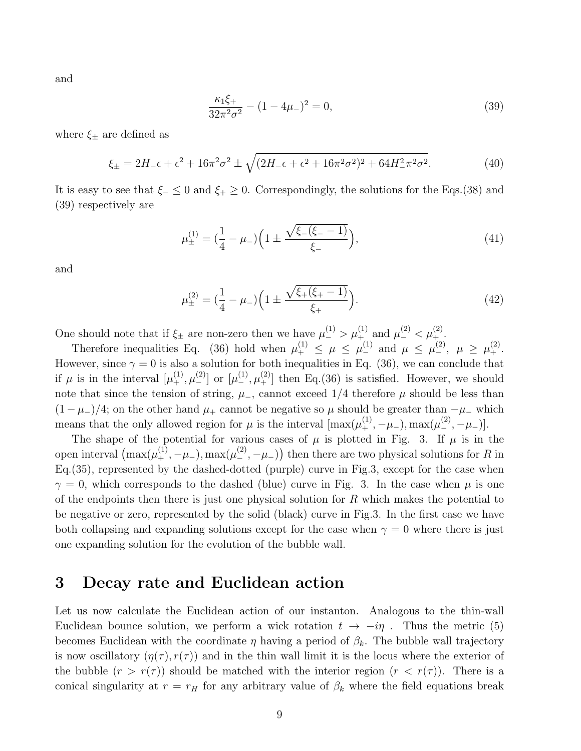and

$$\frac{\kappa_1 \xi_+}{32\pi^2\sigma^2} - (1-4\mu_-)^2 = 0, \tag{39}$$

where $\xi_\pm$ are defined as

$$\xi_\pm = 2H_-\epsilon + \epsilon^2 + 16\pi^2\sigma^2 \pm \sqrt{(2H_-\epsilon + \epsilon^2 + 16\pi^2\sigma^2)^2 + 64H_-^2\pi^2\sigma^2}. \tag{40}$$

It is easy to see that $\xi_- \leq 0$ and $\xi_+ \geq 0$. Correspondingly, the solutions for the Eqs.(38) and (39) respectively are

$$\mu_\pm^{(1)} = (\frac{1}{4} - \mu_-)\Big(1 \pm \frac{\sqrt{\xi_-(\xi_- - 1)}}{\xi_-}\Big), \tag{41}$$

and

$$\mu_\pm^{(2)} = (\frac{1}{4} - \mu_-)\Big(1 \pm \frac{\sqrt{\xi_+(\xi_+ - 1)}}{\xi_+}\Big). \tag{42}$$

One should note that if $\xi_\pm$ are non-zero then we have $\mu_-^{(1)} > \mu_+^{(1)}$ and $\mu_-^{(2)} < \mu_+^{(2)}$.

Therefore inequalities Eq. (36) hold when $\mu_+^{(1)} \leq \mu \leq \mu_-^{(1)}$ and $\mu \leq \mu_-^{(2)}$, $\mu \geq \mu_+^{(2)}$. However, since $\gamma = 0$ is also a solution for both inequalities in Eq. (36), we can conclude that if $\mu$ is in the interval $[\mu_+^{(1)}, \mu_-^{(2)}]$ or $[\mu_-^{(1)}, \mu_+^{(2)}]$ then Eq.(36) is satisfied. However, we should note that since the tension of string, $\mu_-$, cannot exceed 1/4 therefore $\mu$ should be less than $(1-\mu_-)/4$; on the other hand $\mu_+$ cannot be negative so $\mu$ should be greater than $-\mu_-$ which means that the only allowed region for $\mu$ is the interval $[\max(\mu_+^{(1)}, -\mu_-), \max(\mu_-^{(2)}, -\mu_-)]$.

The shape of the potential for various cases of $\mu$ is plotted in Fig. 3. If $\mu$ is in the open interval $\big(\max(\mu_+^{(1)}, -\mu_-), \max(\mu_-^{(2)}, -\mu_-)\big)$ then there are two physical solutions for $R$ in Eq.(35), represented by the dashed-dotted (purple) curve in Fig.3, except for the case when $\gamma = 0$, which corresponds to the dashed (blue) curve in Fig. 3. In the case when $\mu$ is one of the endpoints then there is just one physical solution for $R$ which makes the potential to be negative or zero, represented by the solid (black) curve in Fig.3. In the first case we have both collapsing and expanding solutions except for the case when $\gamma = 0$ where there is just one expanding solution for the evolution of the bubble wall.

## 3 Decay rate and Euclidean action

Let us now calculate the Euclidean action of our instanton. Analogous to the thin-wall Euclidean bounce solution, we perform a wick rotation $t \to -i\eta$ . Thus the metric (5) becomes Euclidean with the coordinate $\eta$ having a period of $\beta_k$. The bubble wall trajectory is now oscillatory $(\eta(\tau), r(\tau))$ and in the thin wall limit it is the locus where the exterior of the bubble $(r > r(\tau))$ should be matched with the interior region $(r < r(\tau))$. There is a conical singularity at $r = r_H$ for any arbitrary value of $\beta_k$ where the field equations break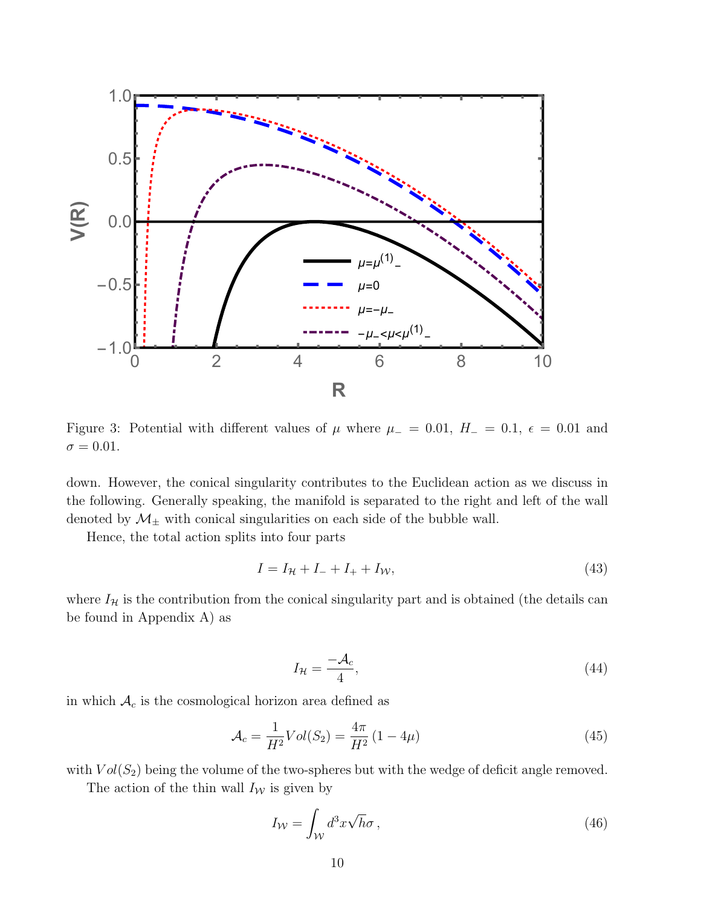Figure 3: Potential with different values of $\mu$ where $\mu_- = 0.01$, $H_- = 0.1$, $\epsilon = 0.01$ and $\sigma = 0.01$.

down. However, the conical singularity contributes to the Euclidean action as we discuss in the following. Generally speaking, the manifold is separated to the right and left of the wall denoted by $\mathcal{M}_\pm$ with conical singularities on each side of the bubble wall.

Hence, the total action splits into four parts

$$I = I_\mathcal{H} + I_- + I_+ + I_\mathcal{W}, \tag{43}$$

where $I_\mathcal{H}$ is the contribution from the conical singularity part and is obtained (the details can be found in Appendix A) as

$$I_\mathcal{H} = \frac{-\mathcal{A}_c}{4}, \tag{44}$$

in which $\mathcal{A}_c$ is the cosmological horizon area defined as

$$\mathcal{A}_c = \frac{1}{H^2} Vol(S_2) = \frac{4\pi}{H^2}(1 - 4\mu) \tag{45}$$

with $Vol(S_2)$ being the volume of the two-spheres but with the wedge of deficit angle removed.

The action of the thin wall $I_\mathcal{W}$ is given by

$$I_\mathcal{W} = \int_\mathcal{W} d^3x \sqrt{h}\sigma\,, \tag{46}$$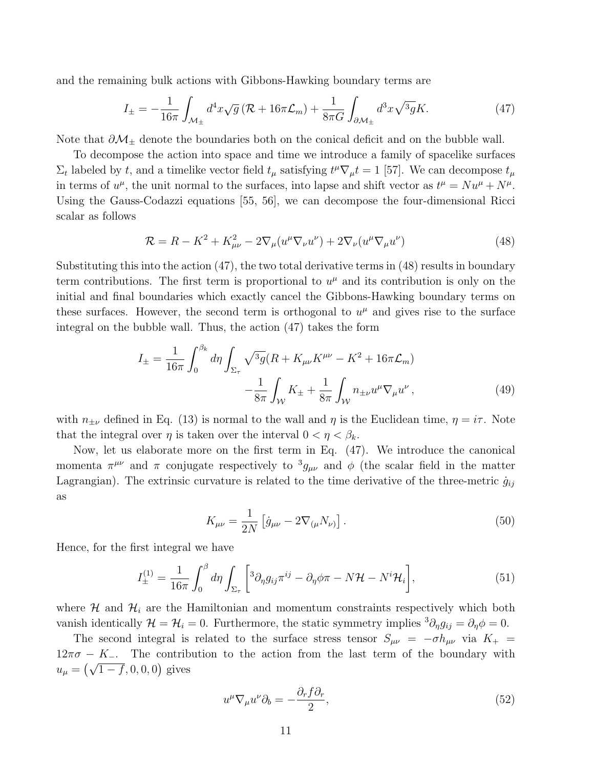and the remaining bulk actions with Gibbons-Hawking boundary terms are

$$
I_{\pm} = -\frac{1}{16\pi}\int_{\mathcal{M}_{\pm}} d^4x\sqrt{g}\left(\mathcal{R}+16\pi\mathcal{L}_m\right) + \frac{1}{8\pi G}\int_{\partial\mathcal{M}_{\pm}} d^3x\sqrt{{}^3g}K. \tag{47}
$$

Note that $\partial\mathcal{M}_{\pm}$ denote the boundaries both on the conical deficit and on the bubble wall.

To decompose the action into space and time we introduce a family of spacelike surfaces $\Sigma_t$ labeled by $t$, and a timelike vector field $t_\mu$ satisfying $t^\mu\nabla_\mu t = 1$ [57]. We can decompose $t_\mu$ in terms of $u^\mu$, the unit normal to the surfaces, into lapse and shift vector as $t^\mu = Nu^\mu + N^\mu$. Using the Gauss-Codazzi equations [55, 56], we can decompose the four-dimensional Ricci scalar as follows

$$
\mathcal{R} = R - K^2 + K^2_{\mu\nu} - 2\nabla_\mu(u^\mu\nabla_\nu u^\nu) + 2\nabla_\nu(u^\mu\nabla_\mu u^\nu) \tag{48}
$$

Substituting this into the action (47), the two total derivative terms in (48) results in boundary term contributions. The first term is proportional to $u^\mu$ and its contribution is only on the initial and final boundaries which exactly cancel the Gibbons-Hawking boundary terms on these surfaces. However, the second term is orthogonal to $u^\mu$ and gives rise to the surface integral on the bubble wall. Thus, the action (47) takes the form

$$
\begin{aligned}
I_{\pm} = \frac{1}{16\pi}\int_0^{\beta_k} d\eta \int_{\Sigma_\tau}\sqrt{{}^3g}(R + K_{\mu\nu}K^{\mu\nu} - K^2 + 16\pi\mathcal{L}_m) \\
-\frac{1}{8\pi}\int_{\mathcal{W}} K_{\pm} + \frac{1}{8\pi}\int_{\mathcal{W}} n_{\pm\nu}u^\mu\nabla_\mu u^\nu\,,
\end{aligned} \tag{49}
$$

with $n_{\pm\nu}$ defined in Eq. (13) is normal to the wall and $\eta$ is the Euclidean time, $\eta = i\tau$. Note that the integral over $\eta$ is taken over the interval $0 < \eta < \beta_k$.

Now, let us elaborate more on the first term in Eq. (47). We introduce the canonical momenta $\pi^{\mu\nu}$ and $\pi$ conjugate respectively to ${}^3g_{\mu\nu}$ and $\phi$ (the scalar field in the matter Lagrangian). The extrinsic curvature is related to the time derivative of the three-metric $\dot{g}_{ij}$ as

$$
K_{\mu\nu} = \frac{1}{2N}\left[\dot{g}_{\mu\nu} - 2\nabla_{(\mu}N_{\nu)}\right]. \tag{50}
$$

Hence, for the first integral we have

$$
I^{(1)}_{\pm} = \frac{1}{16\pi}\int_0^{\beta} d\eta\int_{\Sigma_\tau}\left[{}^3\partial_\eta g_{ij}\pi^{ij} - \partial_\eta\phi\pi - N\mathcal{H} - N^i\mathcal{H}_i\right], \tag{51}
$$

where $\mathcal{H}$ and $\mathcal{H}_i$ are the Hamiltonian and momentum constraints respectively which both vanish identically $\mathcal{H} = \mathcal{H}_i = 0$. Furthermore, the static symmetry implies ${}^3\partial_\eta g_{ij} = \partial_\eta\phi = 0$.

The second integral is related to the surface stress tensor $S_{\mu\nu} = -\sigma h_{\mu\nu}$ via $K_+ = 12\pi\sigma - K_-$. The contribution to the action from the last term of the boundary with $u_\mu = \left(\sqrt{1-f}, 0, 0, 0\right)$ gives

$$
u^\mu\nabla_\mu u^\nu\partial_b = -\frac{\partial_r f\partial_r}{2}, \tag{52}
$$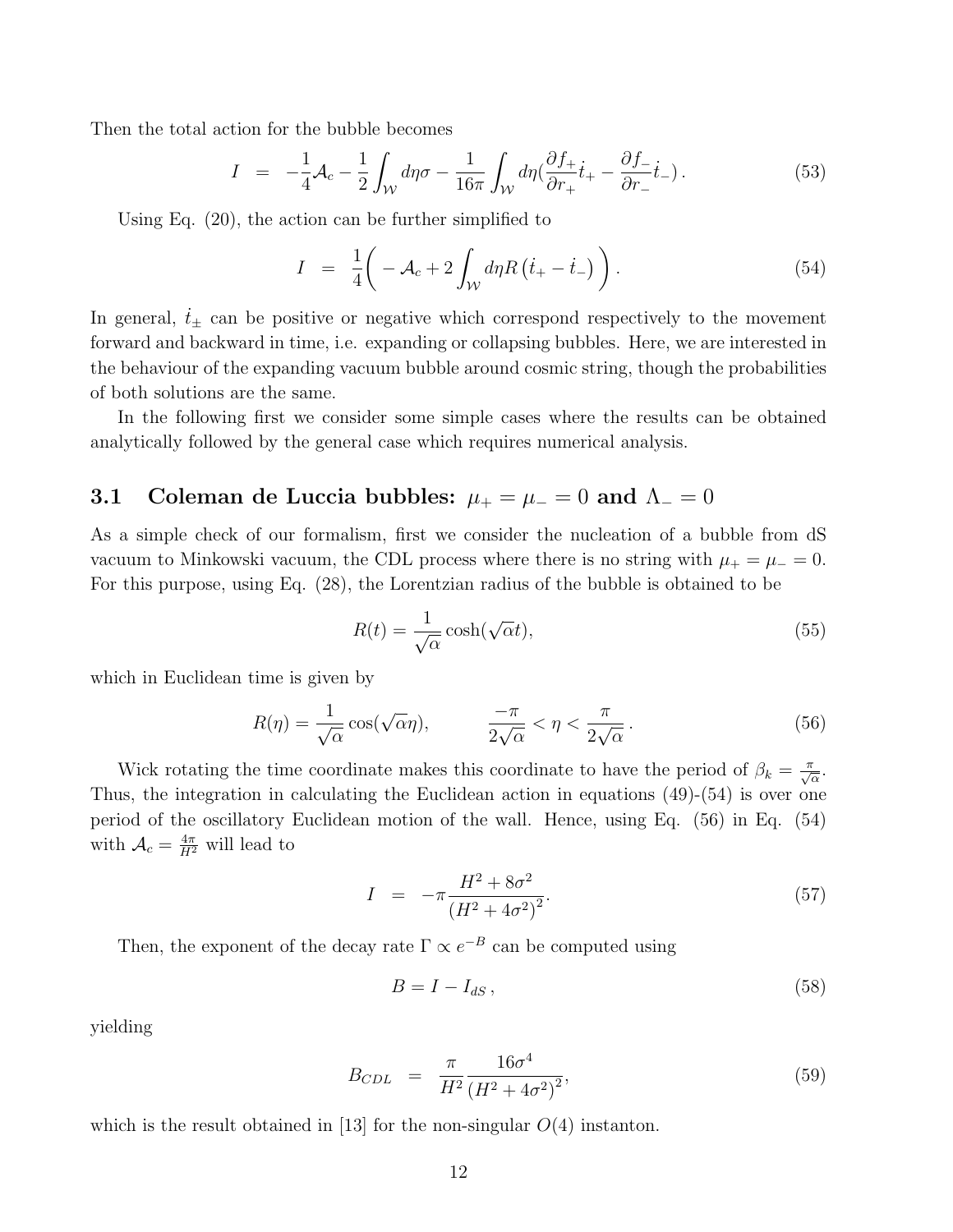Then the total action for the bubble becomes

$$I = -\frac{1}{4}\mathcal{A}_c - \frac{1}{2}\int_{\mathcal{W}} d\eta\sigma - \frac{1}{16\pi}\int_{\mathcal{W}} d\eta(\frac{\partial f_+}{\partial r_+}\dot{t}_+ - \frac{\partial f_-}{\partial r_-}\dot{t}_-)\,. \tag{53}$$

Using Eq. (20), the action can be further simplified to

$$I = \frac{1}{4}\bigg( -\mathcal{A}_c + 2\int_{\mathcal{W}} d\eta R\left(\dot{t}_+ - \dot{t}_-\right)\bigg)\,. \tag{54}$$

In general, $\dot{t}_\pm$ can be positive or negative which correspond respectively to the movement forward and backward in time, i.e. expanding or collapsing bubbles. Here, we are interested in the behaviour of the expanding vacuum bubble around cosmic string, though the probabilities of both solutions are the same.

In the following first we consider some simple cases where the results can be obtained analytically followed by the general case which requires numerical analysis.

### 3.1 Coleman de Luccia bubbles: $\mu_+ = \mu_- = 0$ and $\Lambda_- = 0$

As a simple check of our formalism, first we consider the nucleation of a bubble from dS vacuum to Minkowski vacuum, the CDL process where there is no string with $\mu_+ = \mu_- = 0$. For this purpose, using Eq. (28), the Lorentzian radius of the bubble is obtained to be

$$R(t) = \frac{1}{\sqrt{\alpha}}\cosh(\sqrt{\alpha}t), \tag{55}$$

which in Euclidean time is given by

$$R(\eta) = \frac{1}{\sqrt{\alpha}}\cos(\sqrt{\alpha}\eta), \qquad \frac{-\pi}{2\sqrt{\alpha}} < \eta < \frac{\pi}{2\sqrt{\alpha}}\,. \tag{56}$$

Wick rotating the time coordinate makes this coordinate to have the period of $\beta_k = \frac{\pi}{\sqrt{\alpha}}$. Thus, the integration in calculating the Euclidean action in equations (49)-(54) is over one period of the oscillatory Euclidean motion of the wall. Hence, using Eq. (56) in Eq. (54) with $\mathcal{A}_c = \frac{4\pi}{H^2}$ will lead to

$$I = -\pi\frac{H^2 + 8\sigma^2}{\left(H^2 + 4\sigma^2\right)^2}. \tag{57}$$

Then, the exponent of the decay rate $\Gamma \propto e^{-B}$ can be computed using

$$B = I - I_{dS}\,, \tag{58}$$

yielding

$$B_{CDL} = \frac{\pi}{H^2}\frac{16\sigma^4}{\left(H^2 + 4\sigma^2\right)^2}, \tag{59}$$

which is the result obtained in [13] for the non-singular $O(4)$ instanton.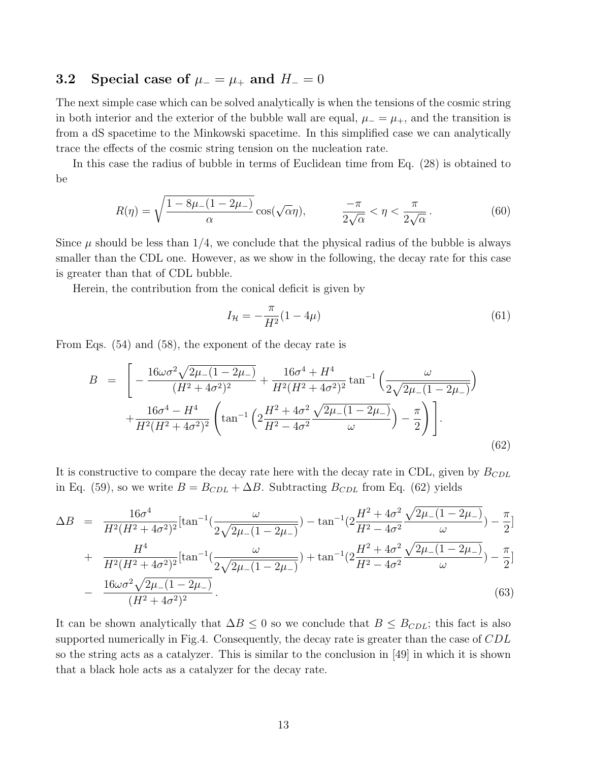### 3.2 Special case of $\mu_- = \mu_+$ and $H_- = 0$

The next simple case which can be solved analytically is when the tensions of the cosmic string in both interior and the exterior of the bubble wall are equal, $\mu_- = \mu_+$, and the transition is from a dS spacetime to the Minkowski spacetime. In this simplified case we can analytically trace the effects of the cosmic string tension on the nucleation rate.

In this case the radius of bubble in terms of Euclidean time from Eq. (28) is obtained to be

$$
R(\eta) = \sqrt{\frac{1 - 8\mu_-(1 - 2\mu_-)}{\alpha}} \cos(\sqrt{\alpha}\eta), \qquad \frac{-\pi}{2\sqrt{\alpha}} < \eta < \frac{\pi}{2\sqrt{\alpha}}\,. \tag{60}
$$

Since $\mu$ should be less than $1/4$, we conclude that the physical radius of the bubble is always smaller than the CDL one. However, as we show in the following, the decay rate for this case is greater than that of CDL bubble.

Herein, the contribution from the conical deficit is given by

$$
I_{\mathcal{H}} = -\frac{\pi}{H^2}(1 - 4\mu) \tag{61}
$$

From Eqs. (54) and (58), the exponent of the decay rate is

$$
\begin{aligned}
B \;=\; \Bigg[ & -\frac{16\omega\sigma^2\sqrt{2\mu_-(1-2\mu_-)}}{(H^2+4\sigma^2)^2} + \frac{16\sigma^4 + H^4}{H^2(H^2+4\sigma^2)^2}\tan^{-1}\Big(\frac{\omega}{2\sqrt{2\mu_-(1-2\mu_-)}}\Big) \\
& + \frac{16\sigma^4 - H^4}{H^2(H^2+4\sigma^2)^2}\left(\tan^{-1}\Big(2\frac{H^2+4\sigma^2}{H^2-4\sigma^2}\frac{\sqrt{2\mu_-(1-2\mu_-)}}{\omega}\Big) - \frac{\pi}{2}\right)\Bigg].
\end{aligned} \tag{62}
$$

It is constructive to compare the decay rate here with the decay rate in CDL, given by $B_{CDL}$ in Eq. (59), so we write $B = B_{CDL} + \Delta B$. Subtracting $B_{CDL}$ from Eq. (62) yields

$$
\begin{aligned}
\Delta B \;=\; & \frac{16\sigma^4}{H^2(H^2+4\sigma^2)^2}\Big[\tan^{-1}\Big(\frac{\omega}{2\sqrt{2\mu_-(1-2\mu_-)}}\Big) - \tan^{-1}\Big(2\frac{H^2+4\sigma^2}{H^2-4\sigma^2}\frac{\sqrt{2\mu_-(1-2\mu_-)}}{\omega}\Big) - \frac{\pi}{2}\Big] \\
+ \; & \frac{H^4}{H^2(H^2+4\sigma^2)^2}\Big[\tan^{-1}\Big(\frac{\omega}{2\sqrt{2\mu_-(1-2\mu_-)}}\Big) + \tan^{-1}\Big(2\frac{H^2+4\sigma^2}{H^2-4\sigma^2}\frac{\sqrt{2\mu_-(1-2\mu_-)}}{\omega}\Big) - \frac{\pi}{2}\Big] \\
- \; & \frac{16\omega\sigma^2\sqrt{2\mu_-(1-2\mu_-)}}{(H^2+4\sigma^2)^2}\,.
\end{aligned} \tag{63}
$$

It can be shown analytically that $\Delta B \leq 0$ so we conclude that $B \leq B_{CDL}$; this fact is also supported numerically in Fig.4. Consequently, the decay rate is greater than the case of $CDL$ so the string acts as a catalyzer. This is similar to the conclusion in [49] in which it is shown that a black hole acts as a catalyzer for the decay rate.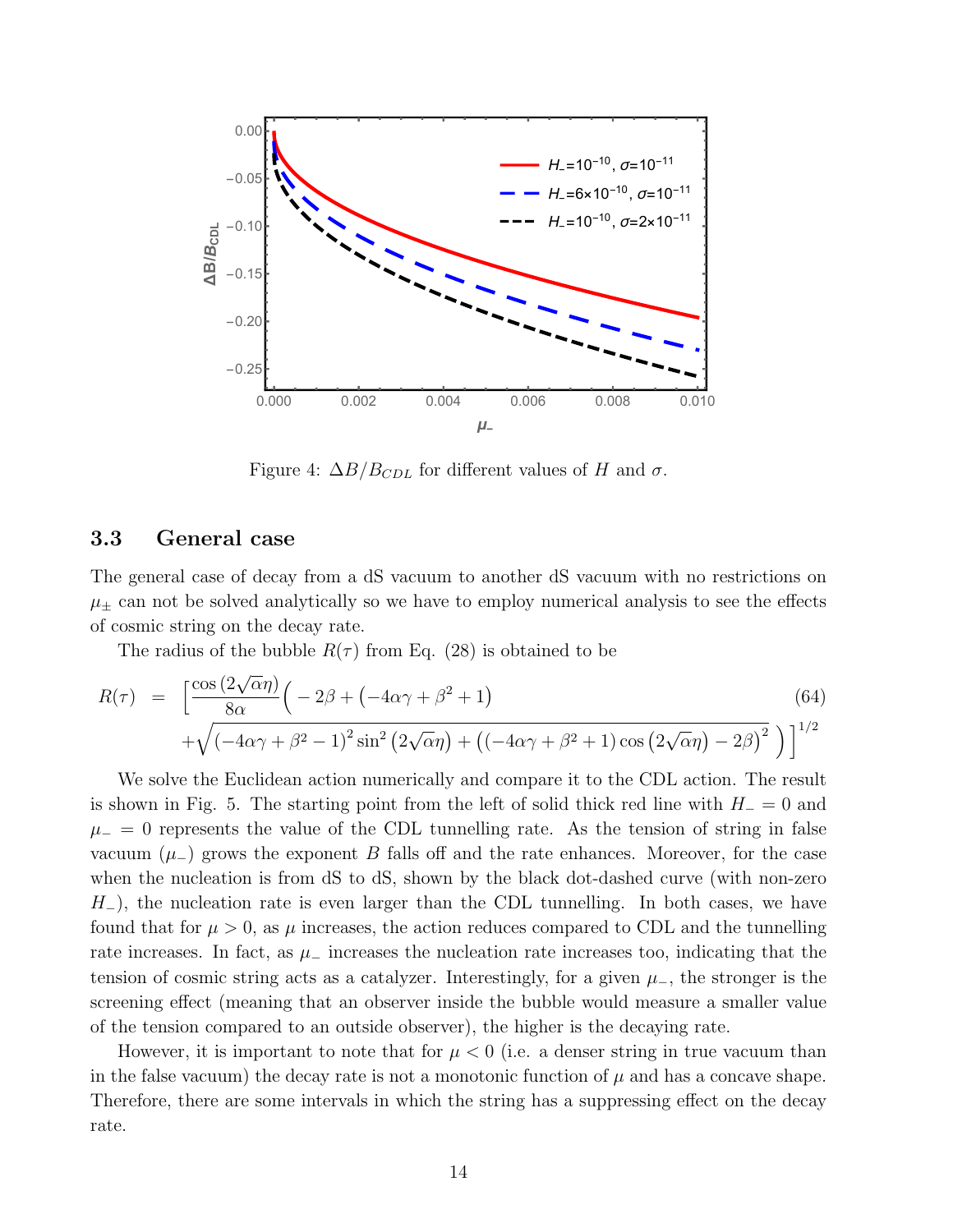Figure 4: $\Delta B/B_{CDL}$ for different values of $H$ and $\sigma$.

### 3.3 General case

The general case of decay from a dS vacuum to another dS vacuum with no restrictions on $\mu_{\pm}$ can not be solved analytically so we have to employ numerical analysis to see the effects of cosmic string on the decay rate.

The radius of the bubble $R(\tau)$ from Eq. (28) is obtained to be

$$
\begin{aligned}
R(\tau) \;=\; & \Big[\frac{\cos\left(2\sqrt{\alpha}\eta\right)}{8\alpha}\Big(-2\beta+\left(-4\alpha\gamma+\beta^2+1\right) \\
& +\sqrt{\left(-4\alpha\gamma+\beta^2-1\right)^2\sin^2\left(2\sqrt{\alpha}\eta\right)+\left(\left(-4\alpha\gamma+\beta^2+1\right)\cos\left(2\sqrt{\alpha}\eta\right)-2\beta\right)^2}\;\Big)\Big]^{1/2}
\end{aligned} \tag{64}
$$

We solve the Euclidean action numerically and compare it to the CDL action. The result is shown in Fig. 5. The starting point from the left of solid thick red line with $H_-=0$ and $\mu_-=0$ represents the value of the CDL tunnelling rate. As the tension of string in false vacuum ($\mu_-$) grows the exponent $B$ falls off and the rate enhances. Moreover, for the case when the nucleation is from dS to dS, shown by the black dot-dashed curve (with non-zero $H_-$), the nucleation rate is even larger than the CDL tunnelling. In both cases, we have found that for $\mu>0$, as $\mu$ increases, the action reduces compared to CDL and the tunnelling rate increases. In fact, as $\mu_-$ increases the nucleation rate increases too, indicating that the tension of cosmic string acts as a catalyzer. Interestingly, for a given $\mu_-$, the stronger is the screening effect (meaning that an observer inside the bubble would measure a smaller value of the tension compared to an outside observer), the higher is the decaying rate.

However, it is important to note that for $\mu<0$ (i.e. a denser string in true vacuum than in the false vacuum) the decay rate is not a monotonic function of $\mu$ and has a concave shape. Therefore, there are some intervals in which the string has a suppressing effect on the decay rate.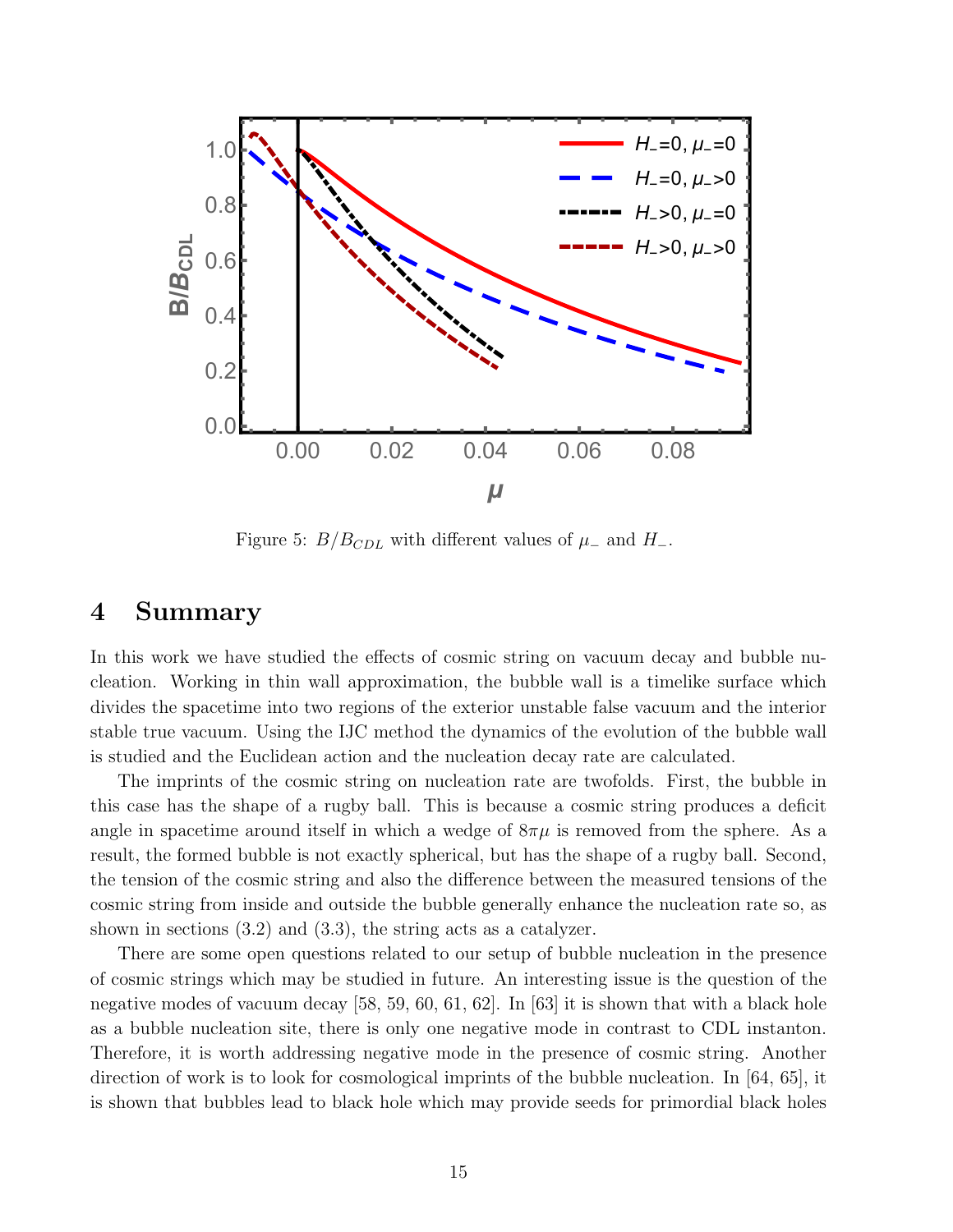Figure 5: $B/B_{CDL}$ with different values of $\mu_-$ and $H_-$.

## 4 Summary

In this work we have studied the effects of cosmic string on vacuum decay and bubble nucleation. Working in thin wall approximation, the bubble wall is a timelike surface which divides the spacetime into two regions of the exterior unstable false vacuum and the interior stable true vacuum. Using the IJC method the dynamics of the evolution of the bubble wall is studied and the Euclidean action and the nucleation decay rate are calculated.

The imprints of the cosmic string on nucleation rate are twofolds. First, the bubble in this case has the shape of a rugby ball. This is because a cosmic string produces a deficit angle in spacetime around itself in which a wedge of $8\pi\mu$ is removed from the sphere. As a result, the formed bubble is not exactly spherical, but has the shape of a rugby ball. Second, the tension of the cosmic string and also the difference between the measured tensions of the cosmic string from inside and outside the bubble generally enhance the nucleation rate so, as shown in sections (3.2) and (3.3), the string acts as a catalyzer.

There are some open questions related to our setup of bubble nucleation in the presence of cosmic strings which may be studied in future. An interesting issue is the question of the negative modes of vacuum decay [58, 59, 60, 61, 62]. In [63] it is shown that with a black hole as a bubble nucleation site, there is only one negative mode in contrast to CDL instanton. Therefore, it is worth addressing negative mode in the presence of cosmic string. Another direction of work is to look for cosmological imprints of the bubble nucleation. In [64, 65], it is shown that bubbles lead to black hole which may provide seeds for primordial black holes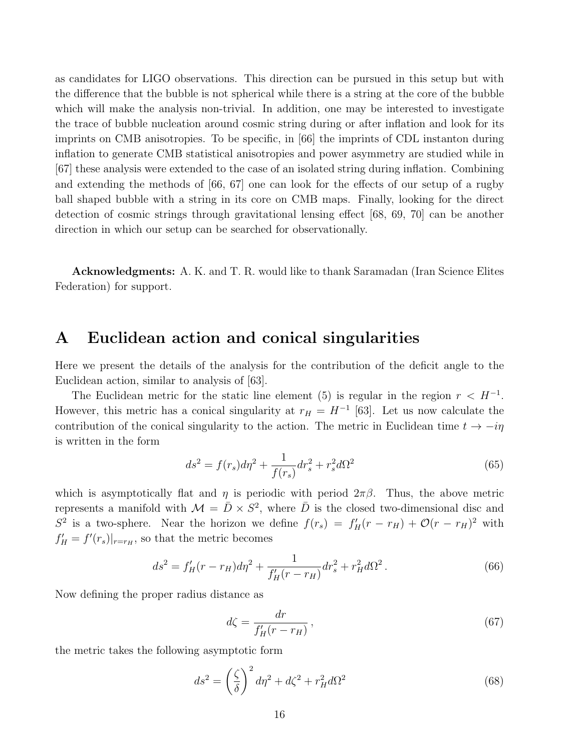as candidates for LIGO observations. This direction can be pursued in this setup but with the difference that the bubble is not spherical while there is a string at the core of the bubble which will make the analysis non-trivial. In addition, one may be interested to investigate the trace of bubble nucleation around cosmic string during or after inflation and look for its imprints on CMB anisotropies. To be specific, in [66] the imprints of CDL instanton during inflation to generate CMB statistical anisotropies and power asymmetry are studied while in [67] these analysis were extended to the case of an isolated string during inflation. Combining and extending the methods of [66, 67] one can look for the effects of our setup of a rugby ball shaped bubble with a string in its core on CMB maps. Finally, looking for the direct detection of cosmic strings through gravitational lensing effect [68, 69, 70] can be another direction in which our setup can be searched for observationally.

**Acknowledgments:** A. K. and T. R. would like to thank Saramadan (Iran Science Elites Federation) for support.

# A Euclidean action and conical singularities

Here we present the details of the analysis for the contribution of the deficit angle to the Euclidean action, similar to analysis of [63].

The Euclidean metric for the static line element (5) is regular in the region $r < H^{-1}$. However, this metric has a conical singularity at $r_H = H^{-1}$ [63]. Let us now calculate the contribution of the conical singularity to the action. The metric in Euclidean time $t \to -i\eta$ is written in the form

$$ds^2 = f(r_s)d\eta^2 + \frac{1}{f(r_s)}dr_s^2 + r_s^2 d\Omega^2 \tag{65}$$

which is asymptotically flat and $\eta$ is periodic with period $2\pi\beta$. Thus, the above metric represents a manifold with $\mathcal{M} = \bar{D} \times S^2$, where $\bar{D}$ is the closed two-dimensional disc and $S^2$ is a two-sphere. Near the horizon we define $f(r_s) = f'_H(r - r_H) + \mathcal{O}(r - r_H)^2$ with $f'_H = f'(r_s)|_{r=r_H}$, so that the metric becomes

$$ds^2 = f'_H(r - r_H)d\eta^2 + \frac{1}{f'_H(r - r_H)}dr_s^2 + r_H^2 d\Omega^2 \,. \tag{66}$$

Now defining the proper radius distance as

$$d\zeta = \frac{dr}{f'_H(r - r_H)} \,, \tag{67}$$

the metric takes the following asymptotic form

$$ds^2 = \left(\frac{\zeta}{\delta}\right)^2 d\eta^2 + d\zeta^2 + r_H^2 d\Omega^2 \tag{68}$$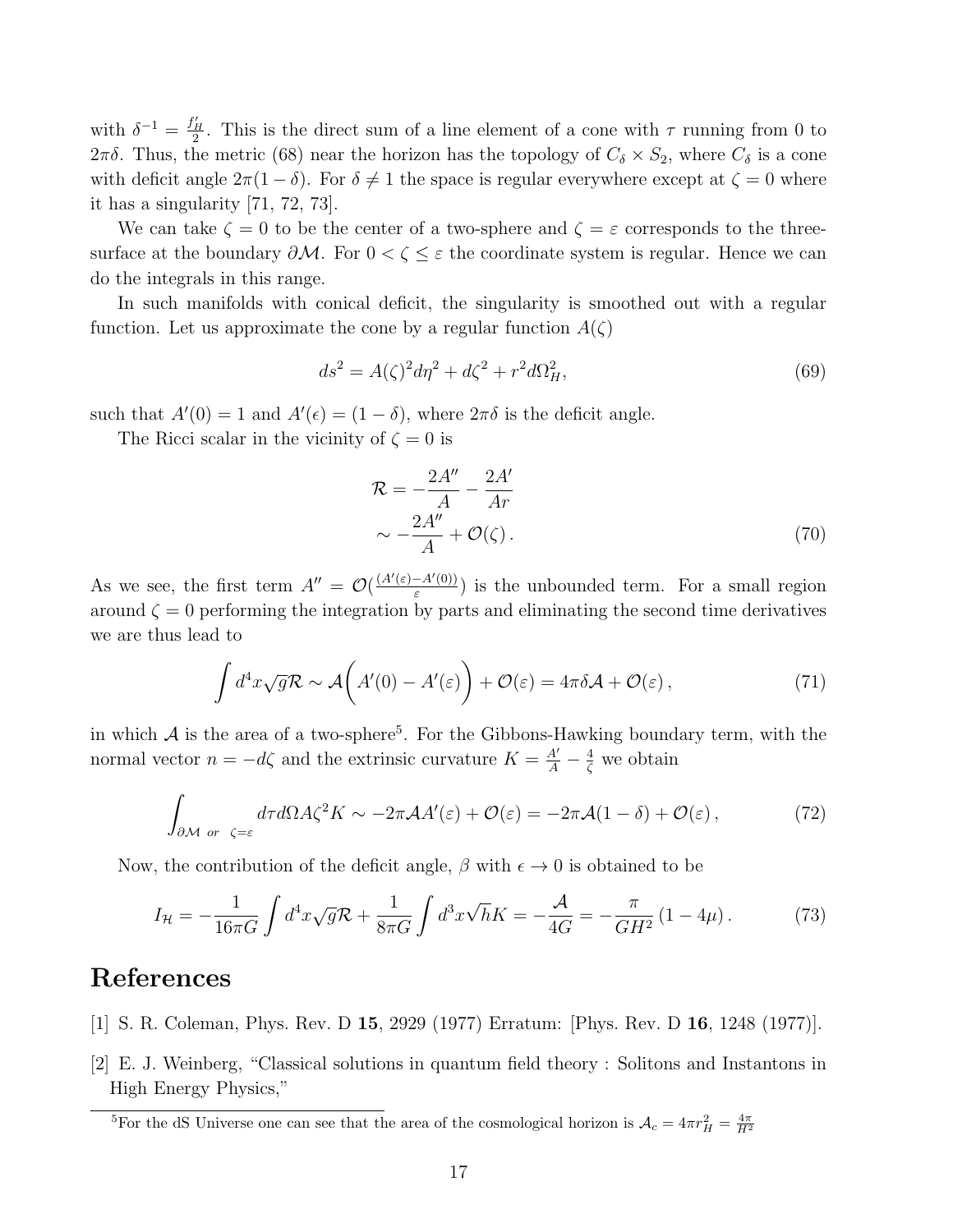with $\delta^{-1} = \frac{f'_H}{2}$. This is the direct sum of a line element of a cone with $\tau$ running from 0 to $2\pi\delta$. Thus, the metric (68) near the horizon has the topology of $C_\delta \times S_2$, where $C_\delta$ is a cone with deficit angle $2\pi(1-\delta)$. For $\delta \neq 1$ the space is regular everywhere except at $\zeta = 0$ where it has a singularity [71, 72, 73].

We can take $\zeta = 0$ to be the center of a two-sphere and $\zeta = \varepsilon$ corresponds to the three-surface at the boundary $\partial\mathcal{M}$. For $0 < \zeta \leq \varepsilon$ the coordinate system is regular. Hence we can do the integrals in this range.

In such manifolds with conical deficit, the singularity is smoothed out with a regular function. Let us approximate the cone by a regular function $A(\zeta)$

$$ds^2 = A(\zeta)^2 d\eta^2 + d\zeta^2 + r^2 d\Omega_H^2, \tag{69}$$

such that $A'(0) = 1$ and $A'(\epsilon) = (1-\delta)$, where $2\pi\delta$ is the deficit angle.

The Ricci scalar in the vicinity of $\zeta = 0$ is

$$\begin{aligned}\mathcal{R} &= -\frac{2A''}{A} - \frac{2A'}{Ar} \\ &\sim -\frac{2A''}{A} + \mathcal{O}(\zeta)\,.\end{aligned} \tag{70}$$

As we see, the first term $A'' = \mathcal{O}(\frac{(A'(\varepsilon)-A'(0))}{\varepsilon})$ is the unbounded term. For a small region around $\zeta = 0$ performing the integration by parts and eliminating the second time derivatives we are thus lead to

$$\int d^4x\sqrt{g}\mathcal{R} \sim \mathcal{A}\bigg(A'(0) - A'(\varepsilon)\bigg) + \mathcal{O}(\varepsilon) = 4\pi\delta\mathcal{A} + \mathcal{O}(\varepsilon)\,, \tag{71}$$

in which $\mathcal{A}$ is the area of a two-sphere[5]. For the Gibbons-Hawking boundary term, with the normal vector $n = -d\zeta$ and the extrinsic curvature $K = \frac{A'}{A} - \frac{4}{\zeta}$ we obtain

$$\int_{\partial\mathcal{M} \;\, or \;\, \zeta=\varepsilon} d\tau d\Omega A\zeta^2 K \sim -2\pi\mathcal{A}A'(\varepsilon) + \mathcal{O}(\varepsilon) = -2\pi\mathcal{A}(1-\delta) + \mathcal{O}(\varepsilon)\,, \tag{72}$$

Now, the contribution of the deficit angle, $\beta$ with $\epsilon \to 0$ is obtained to be

$$I_{\mathcal{H}} = -\frac{1}{16\pi G}\int d^4x\sqrt{g}\mathcal{R} + \frac{1}{8\pi G}\int d^3x\sqrt{h}K = -\frac{\mathcal{A}}{4G} = -\frac{\pi}{GH^2}\left(1 - 4\mu\right). \tag{73}$$

# References

[1] S. R. Coleman, Phys. Rev. D **15**, 2929 (1977) Erratum: [Phys. Rev. D **16**, 1248 (1977)].

[2] E. J. Weinberg, "Classical solutions in quantum field theory : Solitons and Instantons in High Energy Physics,"

[5] For the dS Universe one can see that the area of the cosmological horizon is $\mathcal{A}_c = 4\pi r_H^2 = \frac{4\pi}{H^2}$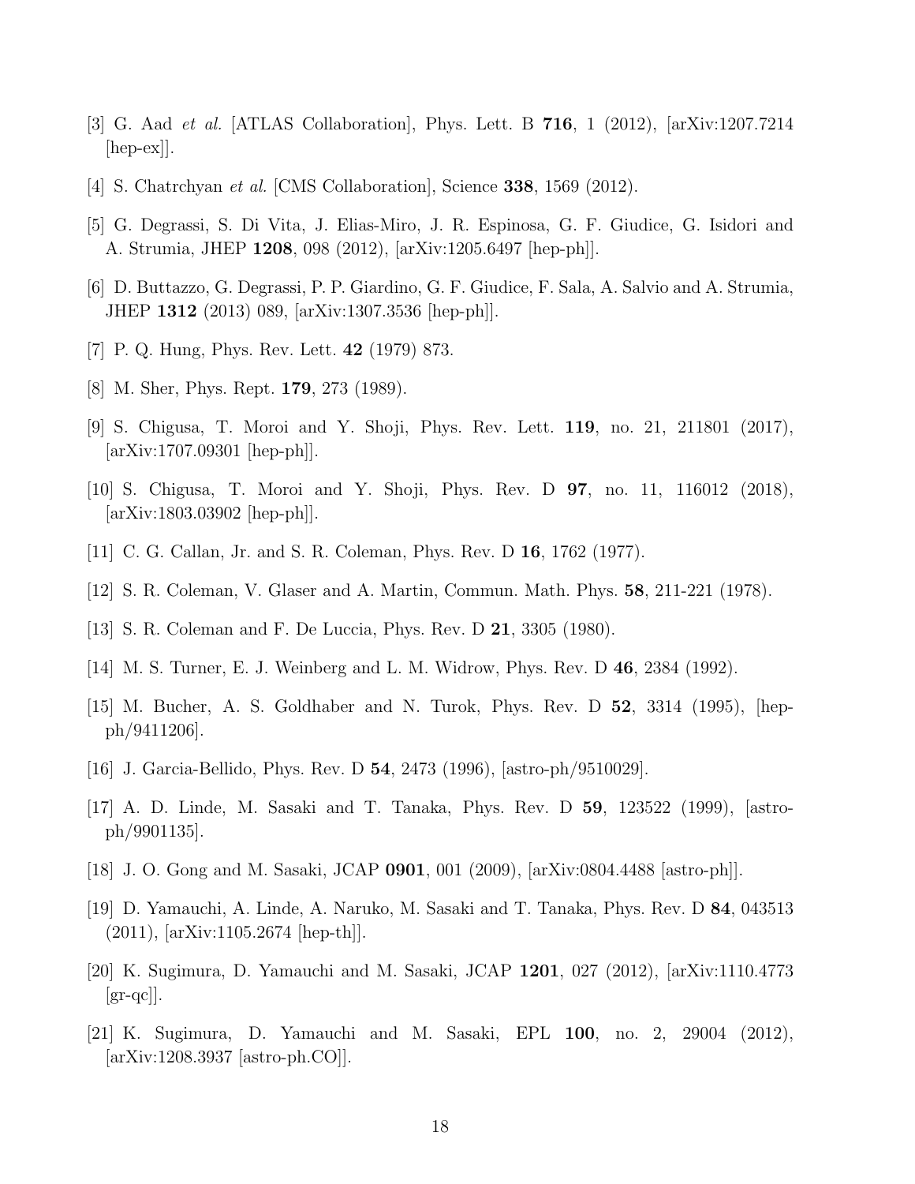[3] G. Aad *et al.* [ATLAS Collaboration], Phys. Lett. B **716**, 1 (2012), [arXiv:1207.7214 [hep-ex]].

[4] S. Chatrchyan *et al.* [CMS Collaboration], Science **338**, 1569 (2012).

[5] G. Degrassi, S. Di Vita, J. Elias-Miro, J. R. Espinosa, G. F. Giudice, G. Isidori and A. Strumia, JHEP **1208**, 098 (2012), [arXiv:1205.6497 [hep-ph]].

[6] D. Buttazzo, G. Degrassi, P. P. Giardino, G. F. Giudice, F. Sala, A. Salvio and A. Strumia, JHEP **1312** (2013) 089, [arXiv:1307.3536 [hep-ph]].

[7] P. Q. Hung, Phys. Rev. Lett. **42** (1979) 873.

[8] M. Sher, Phys. Rept. **179**, 273 (1989).

[9] S. Chigusa, T. Moroi and Y. Shoji, Phys. Rev. Lett. **119**, no. 21, 211801 (2017), [arXiv:1707.09301 [hep-ph]].

[10] S. Chigusa, T. Moroi and Y. Shoji, Phys. Rev. D **97**, no. 11, 116012 (2018), [arXiv:1803.03902 [hep-ph]].

[11] C. G. Callan, Jr. and S. R. Coleman, Phys. Rev. D **16**, 1762 (1977).

[12] S. R. Coleman, V. Glaser and A. Martin, Commun. Math. Phys. **58**, 211-221 (1978).

[13] S. R. Coleman and F. De Luccia, Phys. Rev. D **21**, 3305 (1980).

[14] M. S. Turner, E. J. Weinberg and L. M. Widrow, Phys. Rev. D **46**, 2384 (1992).

[15] M. Bucher, A. S. Goldhaber and N. Turok, Phys. Rev. D **52**, 3314 (1995), [hep-ph/9411206].

[16] J. Garcia-Bellido, Phys. Rev. D **54**, 2473 (1996), [astro-ph/9510029].

[17] A. D. Linde, M. Sasaki and T. Tanaka, Phys. Rev. D **59**, 123522 (1999), [astro-ph/9901135].

[18] J. O. Gong and M. Sasaki, JCAP **0901**, 001 (2009), [arXiv:0804.4488 [astro-ph]].

[19] D. Yamauchi, A. Linde, A. Naruko, M. Sasaki and T. Tanaka, Phys. Rev. D **84**, 043513 (2011), [arXiv:1105.2674 [hep-th]].

[20] K. Sugimura, D. Yamauchi and M. Sasaki, JCAP **1201**, 027 (2012), [arXiv:1110.4773 [gr-qc]].

[21] K. Sugimura, D. Yamauchi and M. Sasaki, EPL **100**, no. 2, 29004 (2012), [arXiv:1208.3937 [astro-ph.CO]].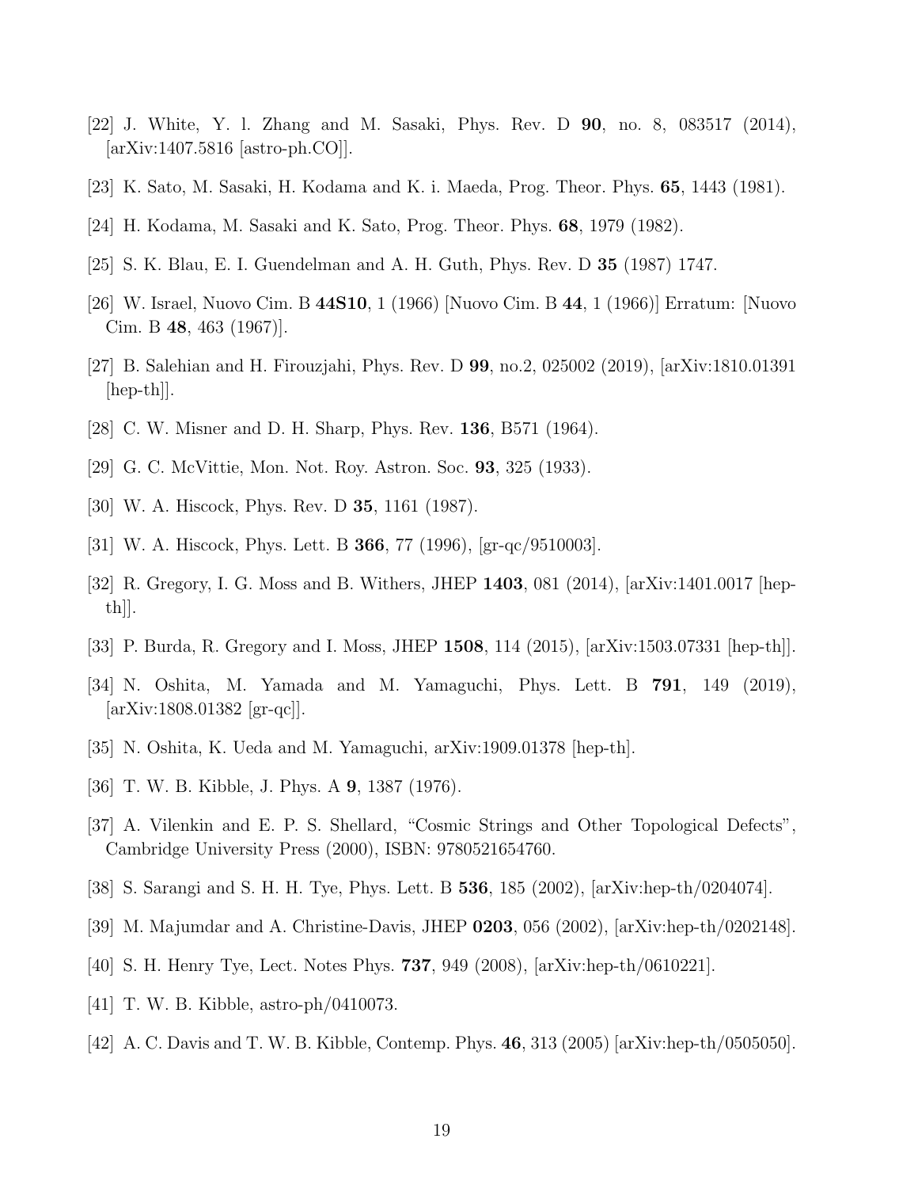[22] J. White, Y. l. Zhang and M. Sasaki, Phys. Rev. D **90**, no. 8, 083517 (2014), [arXiv:1407.5816 [astro-ph.CO]].

[23] K. Sato, M. Sasaki, H. Kodama and K. i. Maeda, Prog. Theor. Phys. **65**, 1443 (1981).

[24] H. Kodama, M. Sasaki and K. Sato, Prog. Theor. Phys. **68**, 1979 (1982).

[25] S. K. Blau, E. I. Guendelman and A. H. Guth, Phys. Rev. D **35** (1987) 1747.

[26] W. Israel, Nuovo Cim. B **44S10**, 1 (1966) [Nuovo Cim. B **44**, 1 (1966)] Erratum: [Nuovo Cim. B **48**, 463 (1967)].

[27] B. Salehian and H. Firouzjahi, Phys. Rev. D **99**, no.2, 025002 (2019), [arXiv:1810.01391 [hep-th]].

[28] C. W. Misner and D. H. Sharp, Phys. Rev. **136**, B571 (1964).

[29] G. C. McVittie, Mon. Not. Roy. Astron. Soc. **93**, 325 (1933).

[30] W. A. Hiscock, Phys. Rev. D **35**, 1161 (1987).

[31] W. A. Hiscock, Phys. Lett. B **366**, 77 (1996), [gr-qc/9510003].

[32] R. Gregory, I. G. Moss and B. Withers, JHEP **1403**, 081 (2014), [arXiv:1401.0017 [hep-th]].

[33] P. Burda, R. Gregory and I. Moss, JHEP **1508**, 114 (2015), [arXiv:1503.07331 [hep-th]].

[34] N. Oshita, M. Yamada and M. Yamaguchi, Phys. Lett. B **791**, 149 (2019), [arXiv:1808.01382 [gr-qc]].

[35] N. Oshita, K. Ueda and M. Yamaguchi, arXiv:1909.01378 [hep-th].

[36] T. W. B. Kibble, J. Phys. A **9**, 1387 (1976).

[37] A. Vilenkin and E. P. S. Shellard, "Cosmic Strings and Other Topological Defects", Cambridge University Press (2000), ISBN: 9780521654760.

[38] S. Sarangi and S. H. H. Tye, Phys. Lett. B **536**, 185 (2002), [arXiv:hep-th/0204074].

[39] M. Majumdar and A. Christine-Davis, JHEP **0203**, 056 (2002), [arXiv:hep-th/0202148].

[40] S. H. Henry Tye, Lect. Notes Phys. **737**, 949 (2008), [arXiv:hep-th/0610221].

[41] T. W. B. Kibble, astro-ph/0410073.

[42] A. C. Davis and T. W. B. Kibble, Contemp. Phys. **46**, 313 (2005) [arXiv:hep-th/0505050].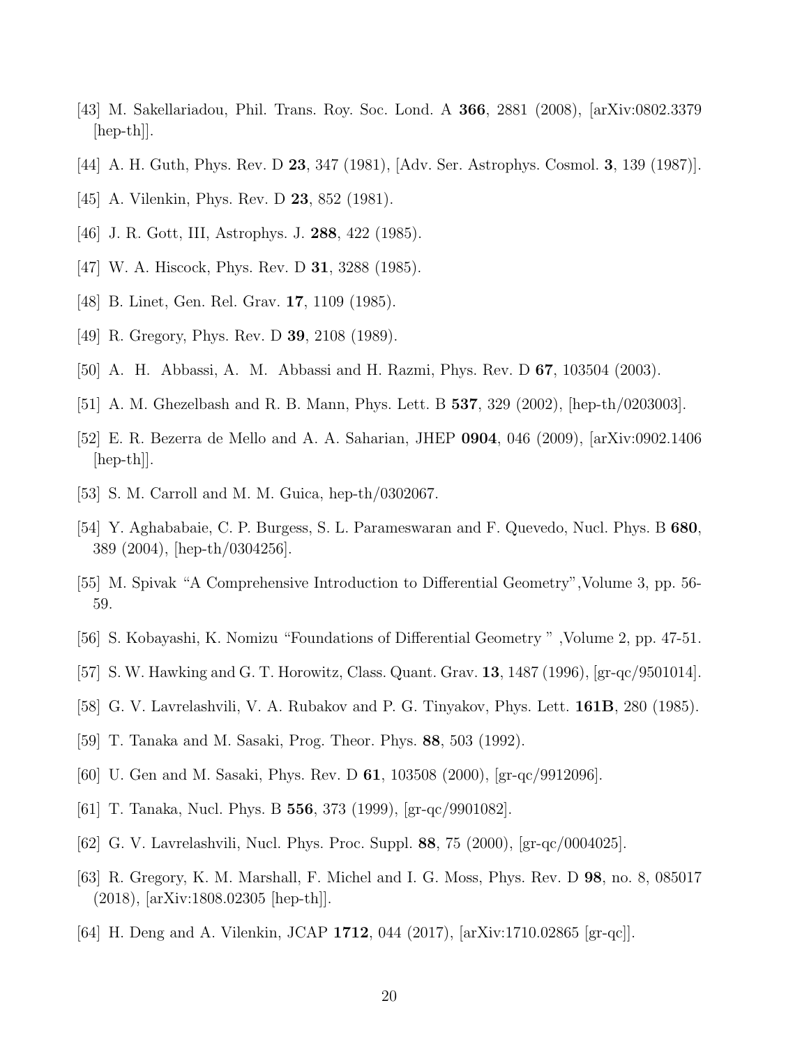[43] M. Sakellariadou, Phil. Trans. Roy. Soc. Lond. A **366**, 2881 (2008), [arXiv:0802.3379 [hep-th]].

[44] A. H. Guth, Phys. Rev. D **23**, 347 (1981), [Adv. Ser. Astrophys. Cosmol. **3**, 139 (1987)].

[45] A. Vilenkin, Phys. Rev. D **23**, 852 (1981).

[46] J. R. Gott, III, Astrophys. J. **288**, 422 (1985).

[47] W. A. Hiscock, Phys. Rev. D **31**, 3288 (1985).

[48] B. Linet, Gen. Rel. Grav. **17**, 1109 (1985).

[49] R. Gregory, Phys. Rev. D **39**, 2108 (1989).

[50] A. H. Abbassi, A. M. Abbassi and H. Razmi, Phys. Rev. D **67**, 103504 (2003).

[51] A. M. Ghezelbash and R. B. Mann, Phys. Lett. B **537**, 329 (2002), [hep-th/0203003].

[52] E. R. Bezerra de Mello and A. A. Saharian, JHEP **0904**, 046 (2009), [arXiv:0902.1406 [hep-th]].

[53] S. M. Carroll and M. M. Guica, hep-th/0302067.

[54] Y. Aghababaie, C. P. Burgess, S. L. Parameswaran and F. Quevedo, Nucl. Phys. B **680**, 389 (2004), [hep-th/0304256].

[55] M. Spivak "A Comprehensive Introduction to Differential Geometry",Volume 3, pp. 56-59.

[56] S. Kobayashi, K. Nomizu "Foundations of Differential Geometry " ,Volume 2, pp. 47-51.

[57] S. W. Hawking and G. T. Horowitz, Class. Quant. Grav. **13**, 1487 (1996), [gr-qc/9501014].

[58] G. V. Lavrelashvili, V. A. Rubakov and P. G. Tinyakov, Phys. Lett. **161B**, 280 (1985).

[59] T. Tanaka and M. Sasaki, Prog. Theor. Phys. **88**, 503 (1992).

[60] U. Gen and M. Sasaki, Phys. Rev. D **61**, 103508 (2000), [gr-qc/9912096].

[61] T. Tanaka, Nucl. Phys. B **556**, 373 (1999), [gr-qc/9901082].

[62] G. V. Lavrelashvili, Nucl. Phys. Proc. Suppl. **88**, 75 (2000), [gr-qc/0004025].

[63] R. Gregory, K. M. Marshall, F. Michel and I. G. Moss, Phys. Rev. D **98**, no. 8, 085017 (2018), [arXiv:1808.02305 [hep-th]].

[64] H. Deng and A. Vilenkin, JCAP **1712**, 044 (2017), [arXiv:1710.02865 [gr-qc]].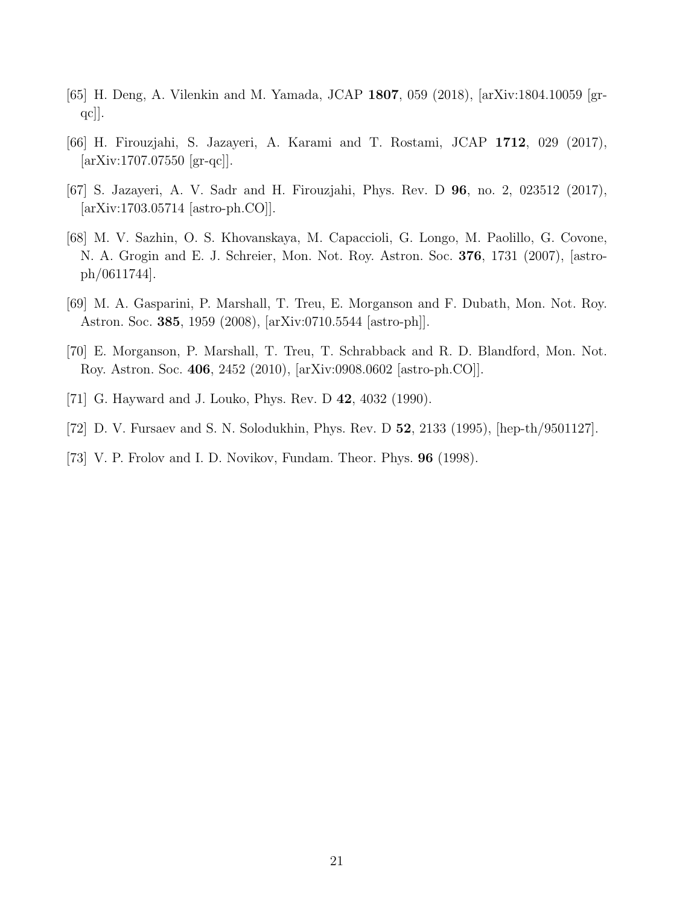[65] H. Deng, A. Vilenkin and M. Yamada, JCAP **1807**, 059 (2018), [arXiv:1804.10059 [gr-qc]].

[66] H. Firouzjahi, S. Jazayeri, A. Karami and T. Rostami, JCAP **1712**, 029 (2017), [arXiv:1707.07550 [gr-qc]].

[67] S. Jazayeri, A. V. Sadr and H. Firouzjahi, Phys. Rev. D **96**, no. 2, 023512 (2017), [arXiv:1703.05714 [astro-ph.CO]].

[68] M. V. Sazhin, O. S. Khovanskaya, M. Capaccioli, G. Longo, M. Paolillo, G. Covone, N. A. Grogin and E. J. Schreier, Mon. Not. Roy. Astron. Soc. **376**, 1731 (2007), [astro-ph/0611744].

[69] M. A. Gasparini, P. Marshall, T. Treu, E. Morganson and F. Dubath, Mon. Not. Roy. Astron. Soc. **385**, 1959 (2008), [arXiv:0710.5544 [astro-ph]].

[70] E. Morganson, P. Marshall, T. Treu, T. Schrabback and R. D. Blandford, Mon. Not. Roy. Astron. Soc. **406**, 2452 (2010), [arXiv:0908.0602 [astro-ph.CO]].

[71] G. Hayward and J. Louko, Phys. Rev. D **42**, 4032 (1990).

[72] D. V. Fursaev and S. N. Solodukhin, Phys. Rev. D **52**, 2133 (1995), [hep-th/9501127].

[73] V. P. Frolov and I. D. Novikov, Fundam. Theor. Phys. **96** (1998).